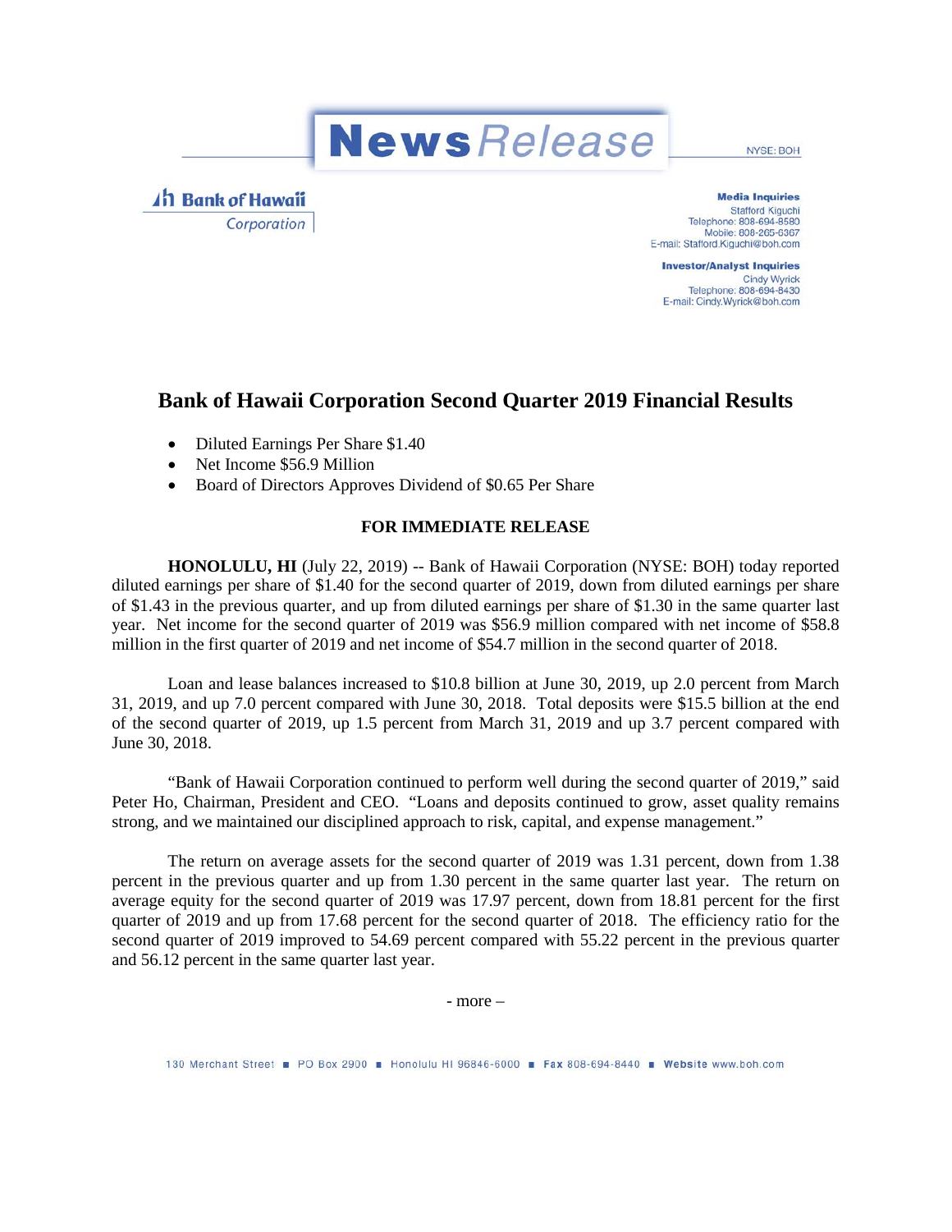# News Release

NYSE: BOH

**Bank of Hawaii Corporation**

**Media Inquiries**
Stafford Kiguchi
Telephone: 808-694-8580
Mobile: 808-265-6367
E-mail: Stafford.Kiguchi@boh.com

**Investor/Analyst Inquiries**
Cindy Wyrick
Telephone: 808-694-8430
E-mail: Cindy.Wyrick@boh.com

## Bank of Hawaii Corporation Second Quarter 2019 Financial Results

- Diluted Earnings Per Share $1.40
- Net Income $56.9 Million
- Board of Directors Approves Dividend of $0.65 Per Share

**FOR IMMEDIATE RELEASE**

**HONOLULU, HI** (July 22, 2019) -- Bank of Hawaii Corporation (NYSE: BOH) today reported diluted earnings per share of $1.40 for the second quarter of 2019, down from diluted earnings per share of $1.43 in the previous quarter, and up from diluted earnings per share of $1.30 in the same quarter last year. Net income for the second quarter of 2019 was $56.9 million compared with net income of $58.8 million in the first quarter of 2019 and net income of $54.7 million in the second quarter of 2018.

Loan and lease balances increased to $10.8 billion at June 30, 2019, up 2.0 percent from March 31, 2019, and up 7.0 percent compared with June 30, 2018. Total deposits were $15.5 billion at the end of the second quarter of 2019, up 1.5 percent from March 31, 2019 and up 3.7 percent compared with June 30, 2018.

"Bank of Hawaii Corporation continued to perform well during the second quarter of 2019," said Peter Ho, Chairman, President and CEO. "Loans and deposits continued to grow, asset quality remains strong, and we maintained our disciplined approach to risk, capital, and expense management."

The return on average assets for the second quarter of 2019 was 1.31 percent, down from 1.38 percent in the previous quarter and up from 1.30 percent in the same quarter last year. The return on average equity for the second quarter of 2019 was 17.97 percent, down from 18.81 percent for the first quarter of 2019 and up from 17.68 percent for the second quarter of 2018. The efficiency ratio for the second quarter of 2019 improved to 54.69 percent compared with 55.22 percent in the previous quarter and 56.12 percent in the same quarter last year.

- more –

130 Merchant Street ■ PO Box 2900 ■ Honolulu HI 96846-6000 ■ Fax 808-694-8440 ■ Website www.boh.com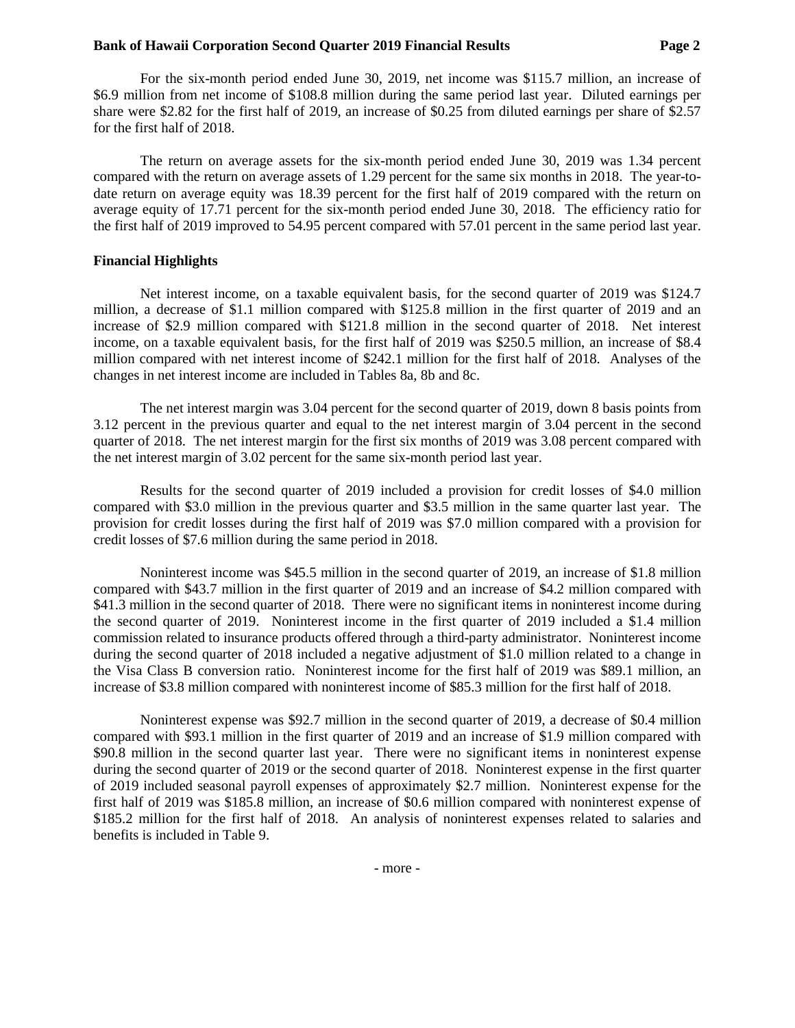For the six-month period ended June 30, 2019, net income was $115.7 million, an increase of $6.9 million from net income of $108.8 million during the same period last year. Diluted earnings per share were $2.82 for the first half of 2019, an increase of $0.25 from diluted earnings per share of $2.57 for the first half of 2018.

The return on average assets for the six-month period ended June 30, 2019 was 1.34 percent compared with the return on average assets of 1.29 percent for the same six months in 2018. The year-to-date return on average equity was 18.39 percent for the first half of 2019 compared with the return on average equity of 17.71 percent for the six-month period ended June 30, 2018. The efficiency ratio for the first half of 2019 improved to 54.95 percent compared with 57.01 percent in the same period last year.

**Financial Highlights**

Net interest income, on a taxable equivalent basis, for the second quarter of 2019 was $124.7 million, a decrease of $1.1 million compared with $125.8 million in the first quarter of 2019 and an increase of $2.9 million compared with $121.8 million in the second quarter of 2018. Net interest income, on a taxable equivalent basis, for the first half of 2019 was $250.5 million, an increase of $8.4 million compared with net interest income of $242.1 million for the first half of 2018. Analyses of the changes in net interest income are included in Tables 8a, 8b and 8c.

The net interest margin was 3.04 percent for the second quarter of 2019, down 8 basis points from 3.12 percent in the previous quarter and equal to the net interest margin of 3.04 percent in the second quarter of 2018. The net interest margin for the first six months of 2019 was 3.08 percent compared with the net interest margin of 3.02 percent for the same six-month period last year.

Results for the second quarter of 2019 included a provision for credit losses of $4.0 million compared with $3.0 million in the previous quarter and $3.5 million in the same quarter last year. The provision for credit losses during the first half of 2019 was $7.0 million compared with a provision for credit losses of $7.6 million during the same period in 2018.

Noninterest income was $45.5 million in the second quarter of 2019, an increase of $1.8 million compared with $43.7 million in the first quarter of 2019 and an increase of $4.2 million compared with $41.3 million in the second quarter of 2018. There were no significant items in noninterest income during the second quarter of 2019. Noninterest income in the first quarter of 2019 included a $1.4 million commission related to insurance products offered through a third-party administrator. Noninterest income during the second quarter of 2018 included a negative adjustment of $1.0 million related to a change in the Visa Class B conversion ratio. Noninterest income for the first half of 2019 was $89.1 million, an increase of $3.8 million compared with noninterest income of $85.3 million for the first half of 2018.

Noninterest expense was $92.7 million in the second quarter of 2019, a decrease of $0.4 million compared with $93.1 million in the first quarter of 2019 and an increase of $1.9 million compared with $90.8 million in the second quarter last year. There were no significant items in noninterest expense during the second quarter of 2019 or the second quarter of 2018. Noninterest expense in the first quarter of 2019 included seasonal payroll expenses of approximately $2.7 million. Noninterest expense for the first half of 2019 was $185.8 million, an increase of $0.6 million compared with noninterest expense of $185.2 million for the first half of 2018. An analysis of noninterest expenses related to salaries and benefits is included in Table 9.

- more -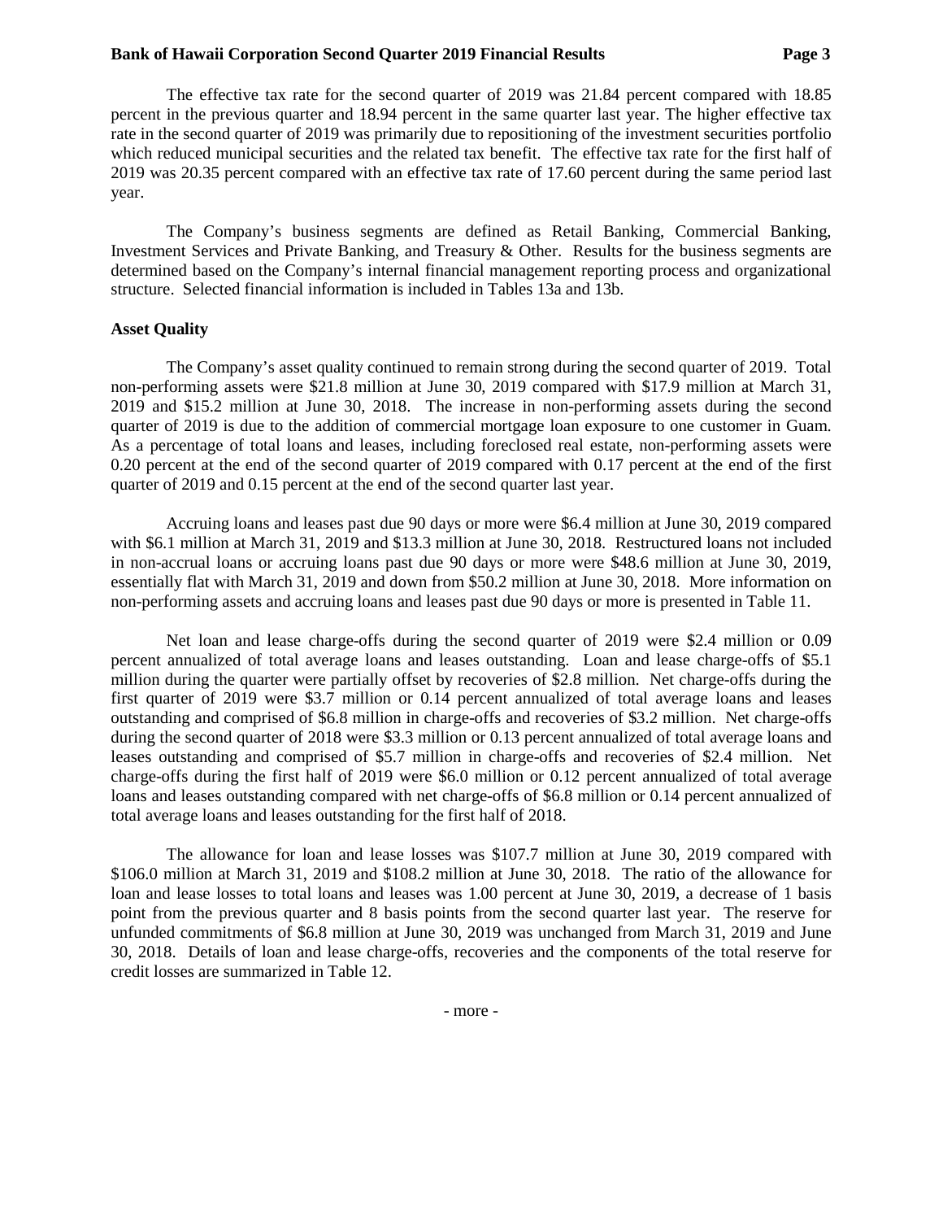The effective tax rate for the second quarter of 2019 was 21.84 percent compared with 18.85 percent in the previous quarter and 18.94 percent in the same quarter last year. The higher effective tax rate in the second quarter of 2019 was primarily due to repositioning of the investment securities portfolio which reduced municipal securities and the related tax benefit. The effective tax rate for the first half of 2019 was 20.35 percent compared with an effective tax rate of 17.60 percent during the same period last year.

The Company's business segments are defined as Retail Banking, Commercial Banking, Investment Services and Private Banking, and Treasury & Other. Results for the business segments are determined based on the Company's internal financial management reporting process and organizational structure. Selected financial information is included in Tables 13a and 13b.

**Asset Quality**

The Company's asset quality continued to remain strong during the second quarter of 2019. Total non-performing assets were $21.8 million at June 30, 2019 compared with $17.9 million at March 31, 2019 and $15.2 million at June 30, 2018. The increase in non-performing assets during the second quarter of 2019 is due to the addition of commercial mortgage loan exposure to one customer in Guam. As a percentage of total loans and leases, including foreclosed real estate, non-performing assets were 0.20 percent at the end of the second quarter of 2019 compared with 0.17 percent at the end of the first quarter of 2019 and 0.15 percent at the end of the second quarter last year.

Accruing loans and leases past due 90 days or more were $6.4 million at June 30, 2019 compared with $6.1 million at March 31, 2019 and $13.3 million at June 30, 2018. Restructured loans not included in non-accrual loans or accruing loans past due 90 days or more were $48.6 million at June 30, 2019, essentially flat with March 31, 2019 and down from $50.2 million at June 30, 2018. More information on non-performing assets and accruing loans and leases past due 90 days or more is presented in Table 11.

Net loan and lease charge-offs during the second quarter of 2019 were $2.4 million or 0.09 percent annualized of total average loans and leases outstanding. Loan and lease charge-offs of $5.1 million during the quarter were partially offset by recoveries of $2.8 million. Net charge-offs during the first quarter of 2019 were $3.7 million or 0.14 percent annualized of total average loans and leases outstanding and comprised of $6.8 million in charge-offs and recoveries of $3.2 million. Net charge-offs during the second quarter of 2018 were $3.3 million or 0.13 percent annualized of total average loans and leases outstanding and comprised of $5.7 million in charge-offs and recoveries of $2.4 million. Net charge-offs during the first half of 2019 were $6.0 million or 0.12 percent annualized of total average loans and leases outstanding compared with net charge-offs of $6.8 million or 0.14 percent annualized of total average loans and leases outstanding for the first half of 2018.

The allowance for loan and lease losses was $107.7 million at June 30, 2019 compared with $106.0 million at March 31, 2019 and $108.2 million at June 30, 2018. The ratio of the allowance for loan and lease losses to total loans and leases was 1.00 percent at June 30, 2019, a decrease of 1 basis point from the previous quarter and 8 basis points from the second quarter last year. The reserve for unfunded commitments of $6.8 million at June 30, 2019 was unchanged from March 31, 2019 and June 30, 2018. Details of loan and lease charge-offs, recoveries and the components of the total reserve for credit losses are summarized in Table 12.

- more -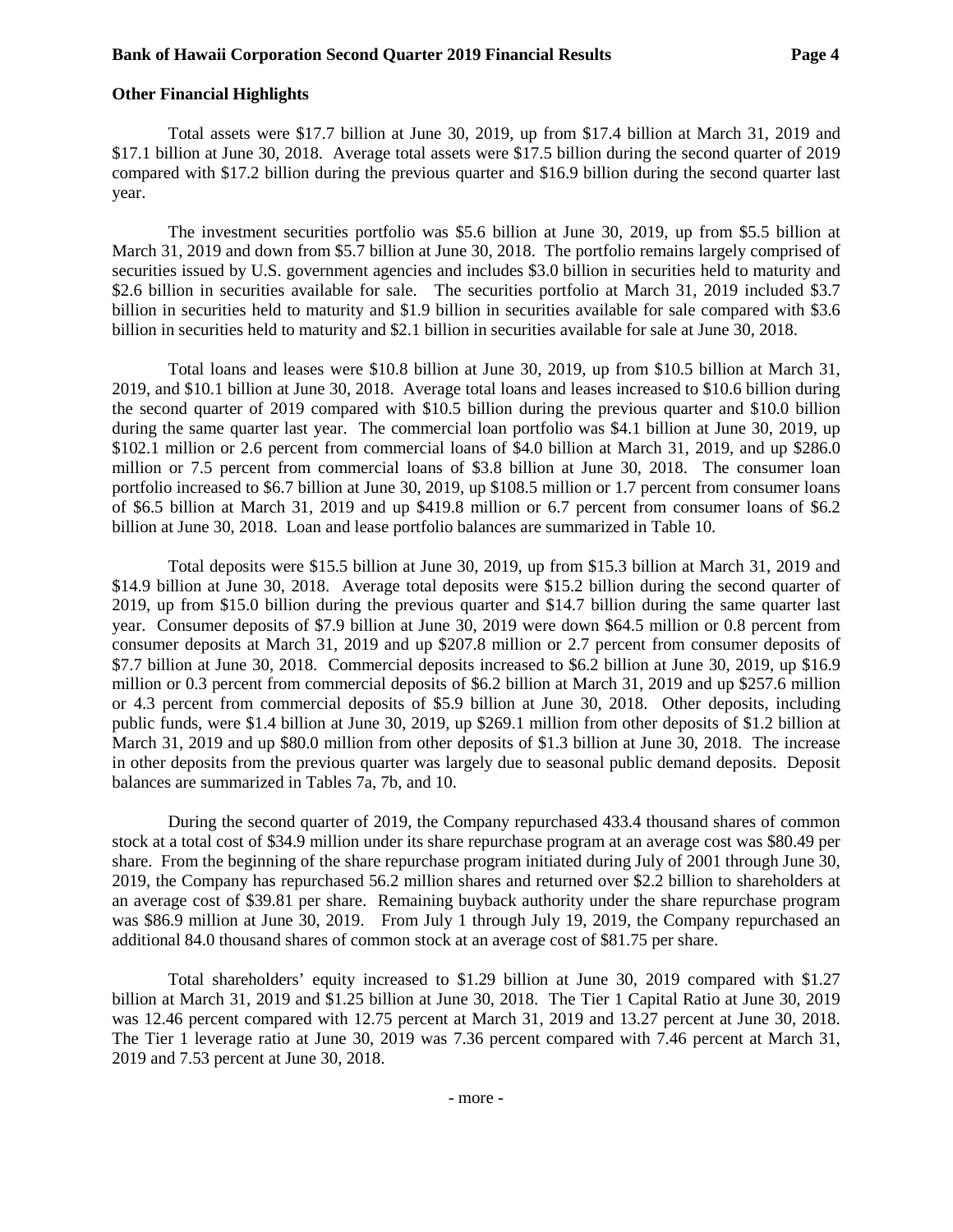**Other Financial Highlights**

Total assets were $17.7 billion at June 30, 2019, up from $17.4 billion at March 31, 2019 and $17.1 billion at June 30, 2018. Average total assets were $17.5 billion during the second quarter of 2019 compared with $17.2 billion during the previous quarter and $16.9 billion during the second quarter last year.

The investment securities portfolio was $5.6 billion at June 30, 2019, up from $5.5 billion at March 31, 2019 and down from $5.7 billion at June 30, 2018. The portfolio remains largely comprised of securities issued by U.S. government agencies and includes $3.0 billion in securities held to maturity and $2.6 billion in securities available for sale. The securities portfolio at March 31, 2019 included $3.7 billion in securities held to maturity and $1.9 billion in securities available for sale compared with $3.6 billion in securities held to maturity and $2.1 billion in securities available for sale at June 30, 2018.

Total loans and leases were $10.8 billion at June 30, 2019, up from $10.5 billion at March 31, 2019, and $10.1 billion at June 30, 2018. Average total loans and leases increased to $10.6 billion during the second quarter of 2019 compared with $10.5 billion during the previous quarter and $10.0 billion during the same quarter last year. The commercial loan portfolio was $4.1 billion at June 30, 2019, up $102.1 million or 2.6 percent from commercial loans of $4.0 billion at March 31, 2019, and up $286.0 million or 7.5 percent from commercial loans of $3.8 billion at June 30, 2018. The consumer loan portfolio increased to $6.7 billion at June 30, 2019, up $108.5 million or 1.7 percent from consumer loans of $6.5 billion at March 31, 2019 and up $419.8 million or 6.7 percent from consumer loans of $6.2 billion at June 30, 2018. Loan and lease portfolio balances are summarized in Table 10.

Total deposits were $15.5 billion at June 30, 2019, up from $15.3 billion at March 31, 2019 and $14.9 billion at June 30, 2018. Average total deposits were $15.2 billion during the second quarter of 2019, up from $15.0 billion during the previous quarter and $14.7 billion during the same quarter last year. Consumer deposits of $7.9 billion at June 30, 2019 were down $64.5 million or 0.8 percent from consumer deposits at March 31, 2019 and up $207.8 million or 2.7 percent from consumer deposits of $7.7 billion at June 30, 2018. Commercial deposits increased to $6.2 billion at June 30, 2019, up $16.9 million or 0.3 percent from commercial deposits of $6.2 billion at March 31, 2019 and up $257.6 million or 4.3 percent from commercial deposits of $5.9 billion at June 30, 2018. Other deposits, including public funds, were $1.4 billion at June 30, 2019, up $269.1 million from other deposits of $1.2 billion at March 31, 2019 and up $80.0 million from other deposits of $1.3 billion at June 30, 2018. The increase in other deposits from the previous quarter was largely due to seasonal public demand deposits. Deposit balances are summarized in Tables 7a, 7b, and 10.

During the second quarter of 2019, the Company repurchased 433.4 thousand shares of common stock at a total cost of $34.9 million under its share repurchase program at an average cost was $80.49 per share. From the beginning of the share repurchase program initiated during July of 2001 through June 30, 2019, the Company has repurchased 56.2 million shares and returned over $2.2 billion to shareholders at an average cost of $39.81 per share. Remaining buyback authority under the share repurchase program was $86.9 million at June 30, 2019. From July 1 through July 19, 2019, the Company repurchased an additional 84.0 thousand shares of common stock at an average cost of $81.75 per share.

Total shareholders' equity increased to $1.29 billion at June 30, 2019 compared with $1.27 billion at March 31, 2019 and $1.25 billion at June 30, 2018. The Tier 1 Capital Ratio at June 30, 2019 was 12.46 percent compared with 12.75 percent at March 31, 2019 and 13.27 percent at June 30, 2018. The Tier 1 leverage ratio at June 30, 2019 was 7.36 percent compared with 7.46 percent at March 31, 2019 and 7.53 percent at June 30, 2018.

\- more -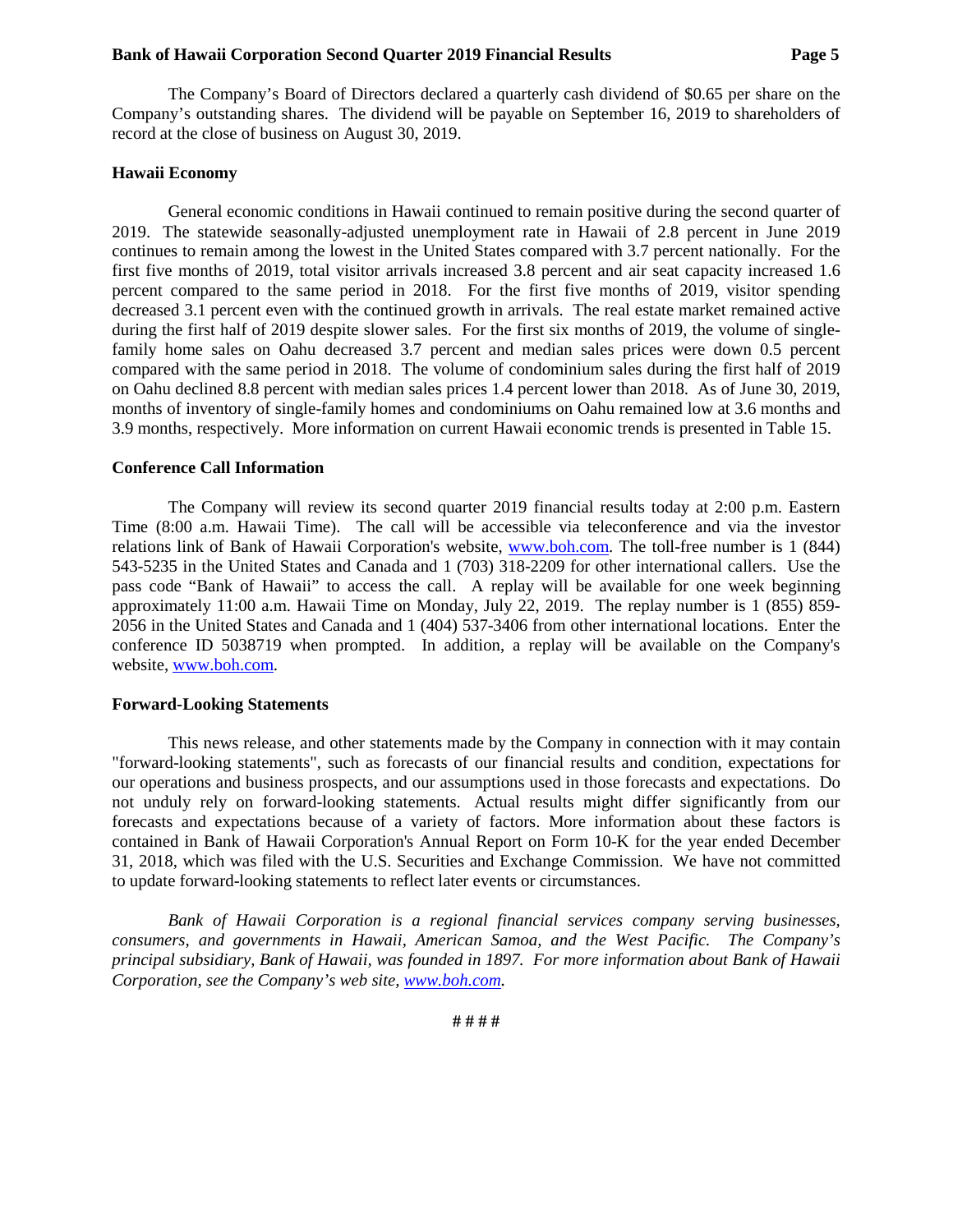The Company's Board of Directors declared a quarterly cash dividend of $0.65 per share on the Company's outstanding shares. The dividend will be payable on September 16, 2019 to shareholders of record at the close of business on August 30, 2019.

**Hawaii Economy**

General economic conditions in Hawaii continued to remain positive during the second quarter of 2019. The statewide seasonally-adjusted unemployment rate in Hawaii of 2.8 percent in June 2019 continues to remain among the lowest in the United States compared with 3.7 percent nationally. For the first five months of 2019, total visitor arrivals increased 3.8 percent and air seat capacity increased 1.6 percent compared to the same period in 2018. For the first five months of 2019, visitor spending decreased 3.1 percent even with the continued growth in arrivals. The real estate market remained active during the first half of 2019 despite slower sales. For the first six months of 2019, the volume of single-family home sales on Oahu decreased 3.7 percent and median sales prices were down 0.5 percent compared with the same period in 2018. The volume of condominium sales during the first half of 2019 on Oahu declined 8.8 percent with median sales prices 1.4 percent lower than 2018. As of June 30, 2019, months of inventory of single-family homes and condominiums on Oahu remained low at 3.6 months and 3.9 months, respectively. More information on current Hawaii economic trends is presented in Table 15.

**Conference Call Information**

The Company will review its second quarter 2019 financial results today at 2:00 p.m. Eastern Time (8:00 a.m. Hawaii Time). The call will be accessible via teleconference and via the investor relations link of Bank of Hawaii Corporation's website, [www.boh.com](http://www.boh.com). The toll-free number is 1 (844) 543-5235 in the United States and Canada and 1 (703) 318-2209 for other international callers. Use the pass code "Bank of Hawaii" to access the call. A replay will be available for one week beginning approximately 11:00 a.m. Hawaii Time on Monday, July 22, 2019. The replay number is 1 (855) 859-2056 in the United States and Canada and 1 (404) 537-3406 from other international locations. Enter the conference ID 5038719 when prompted. In addition, a replay will be available on the Company's website, [www.boh.com](http://www.boh.com).

**Forward-Looking Statements**

This news release, and other statements made by the Company in connection with it may contain "forward-looking statements", such as forecasts of our financial results and condition, expectations for our operations and business prospects, and our assumptions used in those forecasts and expectations. Do not unduly rely on forward-looking statements. Actual results might differ significantly from our forecasts and expectations because of a variety of factors. More information about these factors is contained in Bank of Hawaii Corporation's Annual Report on Form 10-K for the year ended December 31, 2018, which was filed with the U.S. Securities and Exchange Commission. We have not committed to update forward-looking statements to reflect later events or circumstances.

*Bank of Hawaii Corporation is a regional financial services company serving businesses, consumers, and governments in Hawaii, American Samoa, and the West Pacific. The Company's principal subsidiary, Bank of Hawaii, was founded in 1897. For more information about Bank of Hawaii Corporation, see the Company's web site, [www.boh.com](http://www.boh.com).*

**# # # #**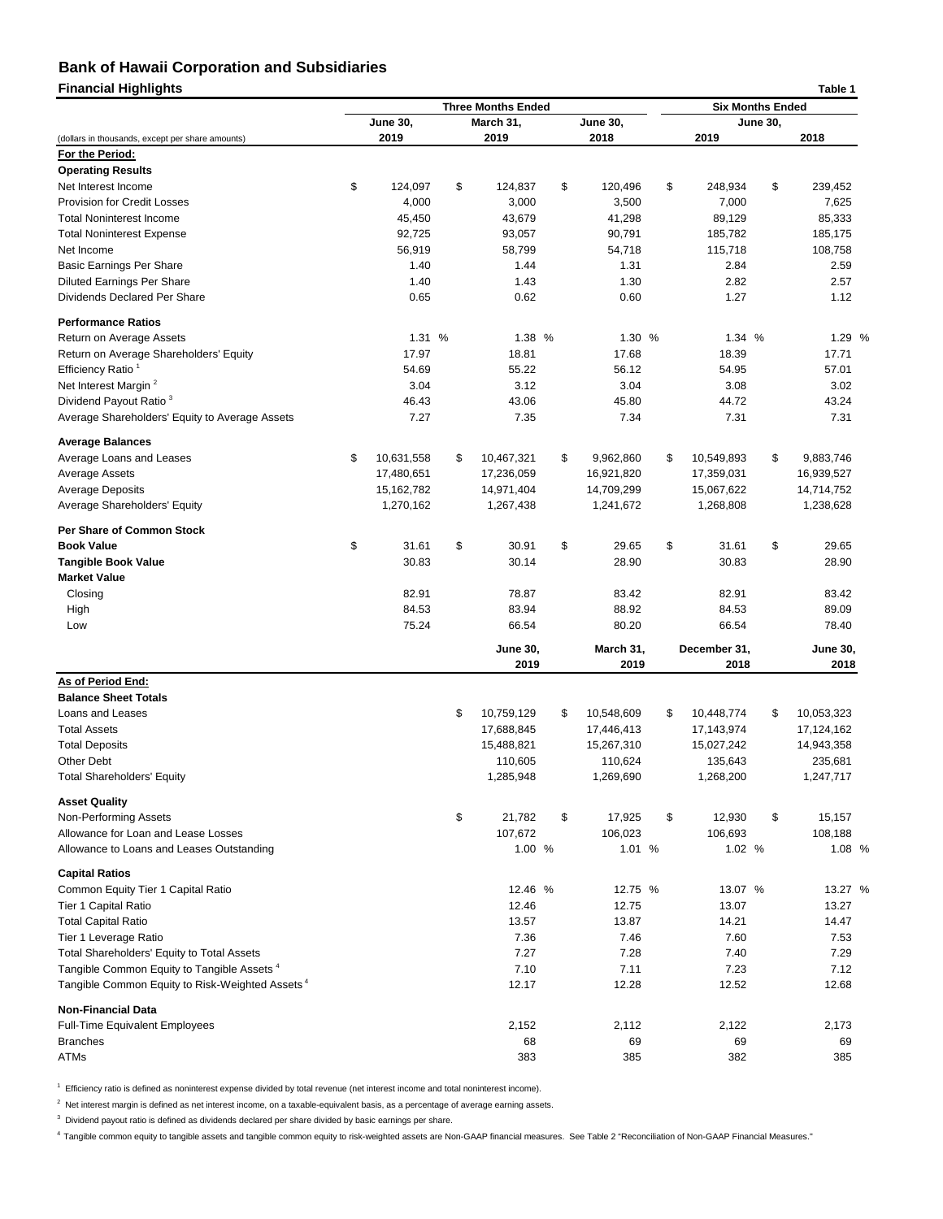# Bank of Hawaii Corporation and Subsidiaries

## Financial Highlights

Table 1

| (dollars in thousands, except per share amounts) | Three Months Ended June 30, 2019 | Three Months Ended March 31, 2019 | Three Months Ended June 30, 2018 | Six Months Ended June 30, 2019 | Six Months Ended June 30, 2018 |
|---|---|---|---|---|---|
| **For the Period:** | | | | | |
| **Operating Results** | | | | | |
| Net Interest Income | $ 124,097 | $ 124,837 | $ 120,496 | $ 248,934 | $ 239,452 |
| Provision for Credit Losses | 4,000 | 3,000 | 3,500 | 7,000 | 7,625 |
| Total Noninterest Income | 45,450 | 43,679 | 41,298 | 89,129 | 85,333 |
| Total Noninterest Expense | 92,725 | 93,057 | 90,791 | 185,782 | 185,175 |
| Net Income | 56,919 | 58,799 | 54,718 | 115,718 | 108,758 |
| Basic Earnings Per Share | 1.40 | 1.44 | 1.31 | 2.84 | 2.59 |
| Diluted Earnings Per Share | 1.40 | 1.43 | 1.30 | 2.82 | 2.57 |
| Dividends Declared Per Share | 0.65 | 0.62 | 0.60 | 1.27 | 1.12 |
| **Performance Ratios** | | | | | |
| Return on Average Assets | 1.31 % | 1.38 % | 1.30 % | 1.34 % | 1.29 % |
| Return on Average Shareholders' Equity | 17.97 | 18.81 | 17.68 | 18.39 | 17.71 |
| Efficiency Ratio [1] | 54.69 | 55.22 | 56.12 | 54.95 | 57.01 |
| Net Interest Margin [2] | 3.04 | 3.12 | 3.04 | 3.08 | 3.02 |
| Dividend Payout Ratio [3] | 46.43 | 43.06 | 45.80 | 44.72 | 43.24 |
| Average Shareholders' Equity to Average Assets | 7.27 | 7.35 | 7.34 | 7.31 | 7.31 |
| **Average Balances** | | | | | |
| Average Loans and Leases | $ 10,631,558 | $ 10,467,321 | $ 9,962,860 | $ 10,549,893 | $ 9,883,746 |
| Average Assets | 17,480,651 | 17,236,059 | 16,921,820 | 17,359,031 | 16,939,527 |
| Average Deposits | 15,162,782 | 14,971,404 | 14,709,299 | 15,067,622 | 14,714,752 |
| Average Shareholders' Equity | 1,270,162 | 1,267,438 | 1,241,672 | 1,268,808 | 1,238,628 |
| **Per Share of Common Stock** | | | | | |
| **Book Value** | $ 31.61 | $ 30.91 | $ 29.65 | $ 31.61 | $ 29.65 |
| **Tangible Book Value** | 30.83 | 30.14 | 28.90 | 30.83 | 28.90 |
| **Market Value** | | | | | |
| Closing | 82.91 | 78.87 | 83.42 | 82.91 | 83.42 |
| High | 84.53 | 83.94 | 88.92 | 84.53 | 89.09 |
| Low | 75.24 | 66.54 | 80.20 | 66.54 | 78.40 |

| | June 30, 2019 | March 31, 2019 | December 31, 2018 | June 30, 2018 |
|---|---|---|---|---|
| **As of Period End:** | | | | |
| **Balance Sheet Totals** | | | | |
| Loans and Leases | $ 10,759,129 | $ 10,548,609 | $ 10,448,774 | $ 10,053,323 |
| Total Assets | 17,688,845 | 17,446,413 | 17,143,974 | 17,124,162 |
| Total Deposits | 15,488,821 | 15,267,310 | 15,027,242 | 14,943,358 |
| Other Debt | 110,605 | 110,624 | 135,643 | 235,681 |
| Total Shareholders' Equity | 1,285,948 | 1,269,690 | 1,268,200 | 1,247,717 |
| **Asset Quality** | | | | |
| Non-Performing Assets | $ 21,782 | $ 17,925 | $ 12,930 | $ 15,157 |
| Allowance for Loan and Lease Losses | 107,672 | 106,023 | 106,693 | 108,188 |
| Allowance to Loans and Leases Outstanding | 1.00 % | 1.01 % | 1.02 % | 1.08 % |
| **Capital Ratios** | | | | |
| Common Equity Tier 1 Capital Ratio | 12.46 % | 12.75 % | 13.07 % | 13.27 % |
| Tier 1 Capital Ratio | 12.46 | 12.75 | 13.07 | 13.27 |
| Total Capital Ratio | 13.57 | 13.87 | 14.21 | 14.47 |
| Tier 1 Leverage Ratio | 7.36 | 7.46 | 7.60 | 7.53 |
| Total Shareholders' Equity to Total Assets | 7.27 | 7.28 | 7.40 | 7.29 |
| Tangible Common Equity to Tangible Assets [4] | 7.10 | 7.11 | 7.23 | 7.12 |
| Tangible Common Equity to Risk-Weighted Assets [4] | 12.17 | 12.28 | 12.52 | 12.68 |
| **Non-Financial Data** | | | | |
| Full-Time Equivalent Employees | 2,152 | 2,112 | 2,122 | 2,173 |
| Branches | 68 | 69 | 69 | 69 |
| ATMs | 383 | 385 | 382 | 385 |

[1] Efficiency ratio is defined as noninterest expense divided by total revenue (net interest income and total noninterest income).

[2] Net interest margin is defined as net interest income, on a taxable-equivalent basis, as a percentage of average earning assets.

[3] Dividend payout ratio is defined as dividends declared per share divided by basic earnings per share.

[4] Tangible common equity to tangible assets and tangible common equity to risk-weighted assets are Non-GAAP financial measures. See Table 2 "Reconciliation of Non-GAAP Financial Measures."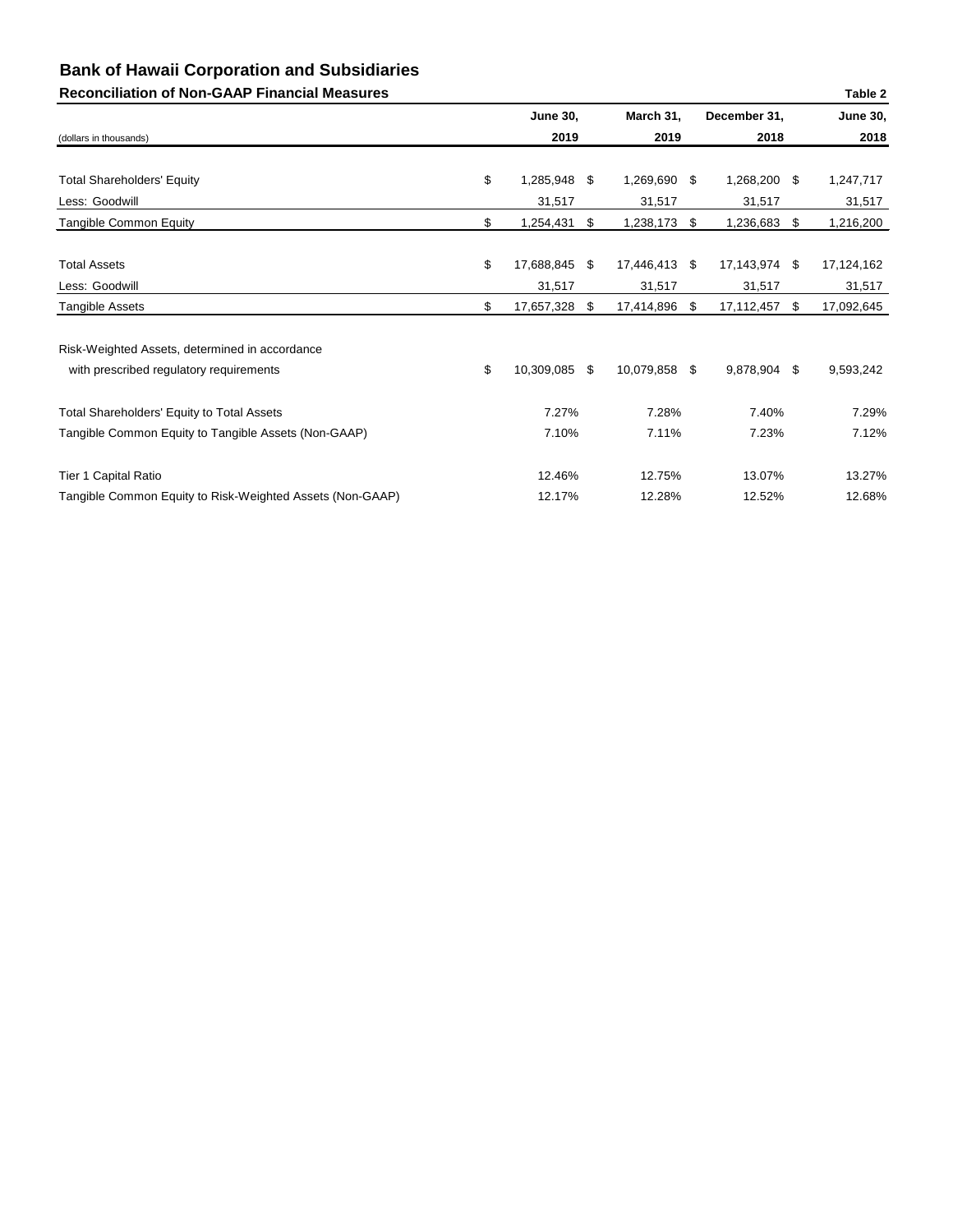# Bank of Hawaii Corporation and Subsidiaries

## Reconciliation of Non-GAAP Financial Measures

Table 2

| (dollars in thousands) | June 30, 2019 | March 31, 2019 | December 31, 2018 | June 30, 2018 |
|---|---|---|---|---|
| Total Shareholders' Equity | $ 1,285,948 | $ 1,269,690 | $ 1,268,200 | $ 1,247,717 |
| Less: Goodwill | 31,517 | 31,517 | 31,517 | 31,517 |
| Tangible Common Equity | $ 1,254,431 | $ 1,238,173 | $ 1,236,683 | $ 1,216,200 |
| Total Assets | $ 17,688,845 | $ 17,446,413 | $ 17,143,974 | $ 17,124,162 |
| Less: Goodwill | 31,517 | 31,517 | 31,517 | 31,517 |
| Tangible Assets | $ 17,657,328 | $ 17,414,896 | $ 17,112,457 | $ 17,092,645 |
| Risk-Weighted Assets, determined in accordance with prescribed regulatory requirements | $ 10,309,085 | $ 10,079,858 | $ 9,878,904 | $ 9,593,242 |
| Total Shareholders' Equity to Total Assets | 7.27% | 7.28% | 7.40% | 7.29% |
| Tangible Common Equity to Tangible Assets (Non-GAAP) | 7.10% | 7.11% | 7.23% | 7.12% |
| Tier 1 Capital Ratio | 12.46% | 12.75% | 13.07% | 13.27% |
| Tangible Common Equity to Risk-Weighted Assets (Non-GAAP) | 12.17% | 12.28% | 12.52% | 12.68% |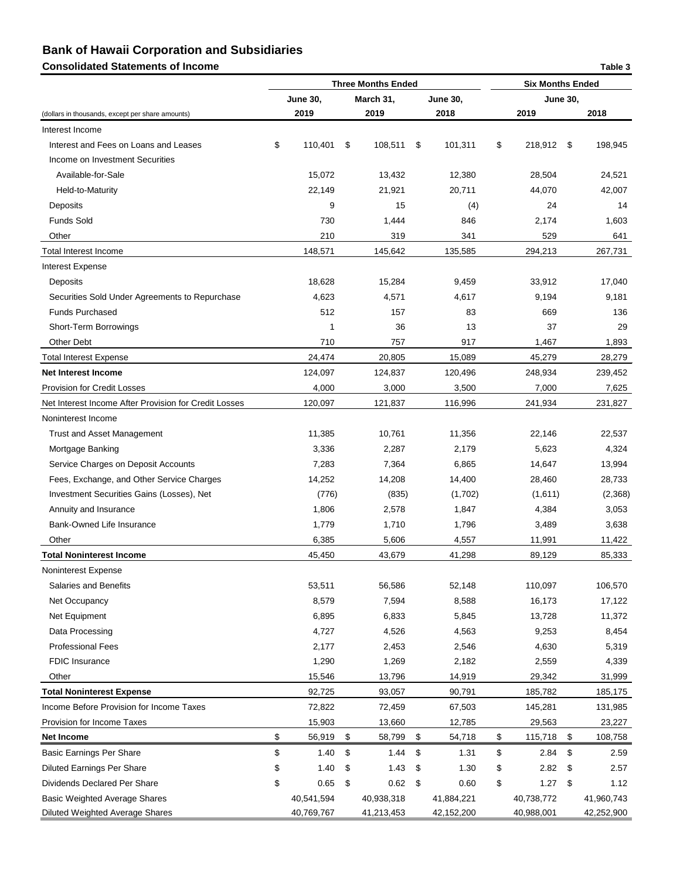# Bank of Hawaii Corporation and Subsidiaries

## Consolidated Statements of Income

Table 3

| (dollars in thousands, except per share amounts) | Three Months Ended June 30, 2019 | Three Months Ended March 31, 2019 | Three Months Ended June 30, 2018 | Six Months Ended June 30, 2019 | Six Months Ended June 30, 2018 |
|---|---|---|---|---|---|
| Interest Income | | | | | |
| Interest and Fees on Loans and Leases | $ 110,401 | $ 108,511 | $ 101,311 | $ 218,912 | $ 198,945 |
| Income on Investment Securities | | | | | |
| Available-for-Sale | 15,072 | 13,432 | 12,380 | 28,504 | 24,521 |
| Held-to-Maturity | 22,149 | 21,921 | 20,711 | 44,070 | 42,007 |
| Deposits | 9 | 15 | (4) | 24 | 14 |
| Funds Sold | 730 | 1,444 | 846 | 2,174 | 1,603 |
| Other | 210 | 319 | 341 | 529 | 641 |
| Total Interest Income | 148,571 | 145,642 | 135,585 | 294,213 | 267,731 |
| Interest Expense | | | | | |
| Deposits | 18,628 | 15,284 | 9,459 | 33,912 | 17,040 |
| Securities Sold Under Agreements to Repurchase | 4,623 | 4,571 | 4,617 | 9,194 | 9,181 |
| Funds Purchased | 512 | 157 | 83 | 669 | 136 |
| Short-Term Borrowings | 1 | 36 | 13 | 37 | 29 |
| Other Debt | 710 | 757 | 917 | 1,467 | 1,893 |
| Total Interest Expense | 24,474 | 20,805 | 15,089 | 45,279 | 28,279 |
| **Net Interest Income** | 124,097 | 124,837 | 120,496 | 248,934 | 239,452 |
| Provision for Credit Losses | 4,000 | 3,000 | 3,500 | 7,000 | 7,625 |
| Net Interest Income After Provision for Credit Losses | 120,097 | 121,837 | 116,996 | 241,934 | 231,827 |
| Noninterest Income | | | | | |
| Trust and Asset Management | 11,385 | 10,761 | 11,356 | 22,146 | 22,537 |
| Mortgage Banking | 3,336 | 2,287 | 2,179 | 5,623 | 4,324 |
| Service Charges on Deposit Accounts | 7,283 | 7,364 | 6,865 | 14,647 | 13,994 |
| Fees, Exchange, and Other Service Charges | 14,252 | 14,208 | 14,400 | 28,460 | 28,733 |
| Investment Securities Gains (Losses), Net | (776) | (835) | (1,702) | (1,611) | (2,368) |
| Annuity and Insurance | 1,806 | 2,578 | 1,847 | 4,384 | 3,053 |
| Bank-Owned Life Insurance | 1,779 | 1,710 | 1,796 | 3,489 | 3,638 |
| Other | 6,385 | 5,606 | 4,557 | 11,991 | 11,422 |
| **Total Noninterest Income** | 45,450 | 43,679 | 41,298 | 89,129 | 85,333 |
| Noninterest Expense | | | | | |
| Salaries and Benefits | 53,511 | 56,586 | 52,148 | 110,097 | 106,570 |
| Net Occupancy | 8,579 | 7,594 | 8,588 | 16,173 | 17,122 |
| Net Equipment | 6,895 | 6,833 | 5,845 | 13,728 | 11,372 |
| Data Processing | 4,727 | 4,526 | 4,563 | 9,253 | 8,454 |
| Professional Fees | 2,177 | 2,453 | 2,546 | 4,630 | 5,319 |
| FDIC Insurance | 1,290 | 1,269 | 2,182 | 2,559 | 4,339 |
| Other | 15,546 | 13,796 | 14,919 | 29,342 | 31,999 |
| **Total Noninterest Expense** | 92,725 | 93,057 | 90,791 | 185,782 | 185,175 |
| Income Before Provision for Income Taxes | 72,822 | 72,459 | 67,503 | 145,281 | 131,985 |
| Provision for Income Taxes | 15,903 | 13,660 | 12,785 | 29,563 | 23,227 |
| **Net Income** | $ 56,919 | $ 58,799 | $ 54,718 | $ 115,718 | $ 108,758 |
| Basic Earnings Per Share | $ 1.40 | $ 1.44 | $ 1.31 | $ 2.84 | $ 2.59 |
| Diluted Earnings Per Share | $ 1.40 | $ 1.43 | $ 1.30 | $ 2.82 | $ 2.57 |
| Dividends Declared Per Share | $ 0.65 | $ 0.62 | $ 0.60 | $ 1.27 | $ 1.12 |
| Basic Weighted Average Shares | 40,541,594 | 40,938,318 | 41,884,221 | 40,738,772 | 41,960,743 |
| Diluted Weighted Average Shares | 40,769,767 | 41,213,453 | 42,152,200 | 40,988,001 | 42,252,900 |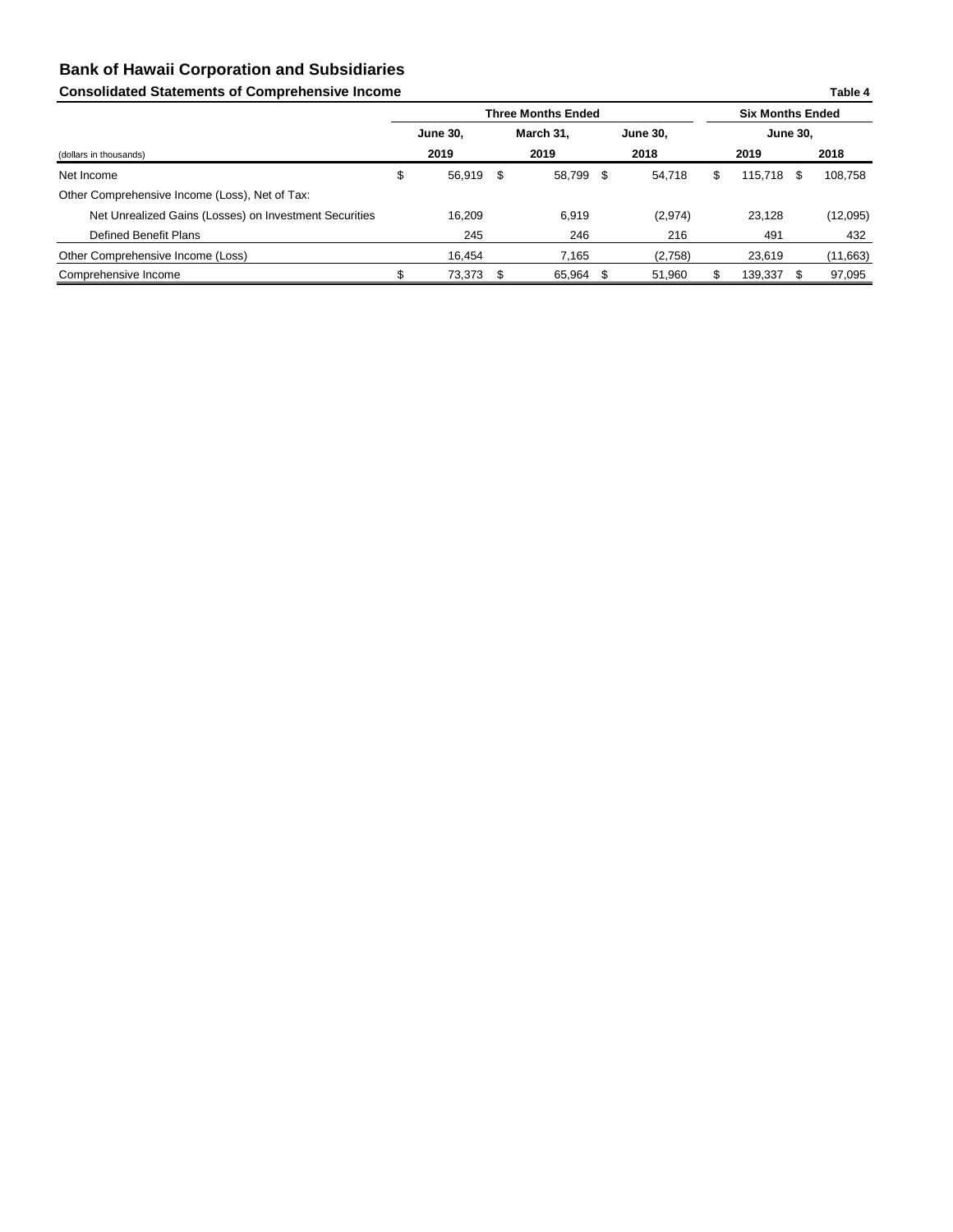# Bank of Hawaii Corporation and Subsidiaries

## Consolidated Statements of Comprehensive Income

Table 4

| (dollars in thousands) | Three Months Ended June 30, 2019 | Three Months Ended March 31, 2019 | Three Months Ended June 30, 2018 | Six Months Ended June 30, 2019 | Six Months Ended June 30, 2018 |
|---|---|---|---|---|---|
| Net Income | $ 56,919 | $ 58,799 | $ 54,718 | $ 115,718 | $ 108,758 |
| Other Comprehensive Income (Loss), Net of Tax: | | | | | |
| Net Unrealized Gains (Losses) on Investment Securities | 16,209 | 6,919 | (2,974) | 23,128 | (12,095) |
| Defined Benefit Plans | 245 | 246 | 216 | 491 | 432 |
| Other Comprehensive Income (Loss) | 16,454 | 7,165 | (2,758) | 23,619 | (11,663) |
| Comprehensive Income | $ 73,373 | $ 65,964 | $ 51,960 | $ 139,337 | $ 97,095 |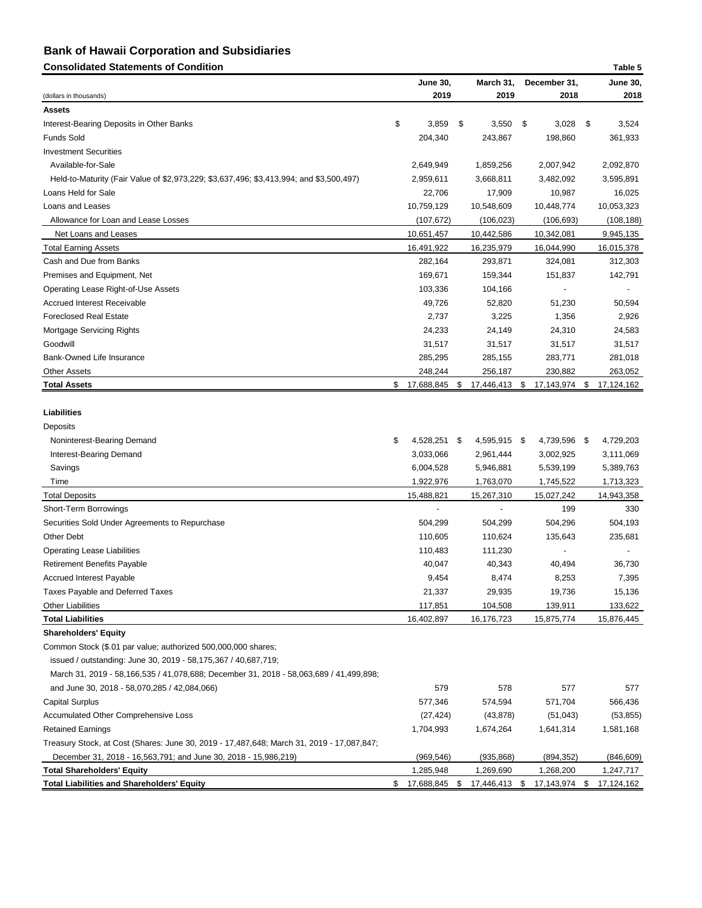# Bank of Hawaii Corporation and Subsidiaries

## Consolidated Statements of Condition

Table 5

| (dollars in thousands) | June 30, 2019 | March 31, 2019 | December 31, 2018 | June 30, 2018 |
|---|---|---|---|---|
| **Assets** | | | | |
| Interest-Bearing Deposits in Other Banks | $ 3,859 | $ 3,550 | $ 3,028 | $ 3,524 |
| Funds Sold | 204,340 | 243,867 | 198,860 | 361,933 |
| Investment Securities | | | | |
| Available-for-Sale | 2,649,949 | 1,859,256 | 2,007,942 | 2,092,870 |
| Held-to-Maturity (Fair Value of $2,973,229; $3,637,496; $3,413,994; and $3,500,497) | 2,959,611 | 3,668,811 | 3,482,092 | 3,595,891 |
| Loans Held for Sale | 22,706 | 17,909 | 10,987 | 16,025 |
| Loans and Leases | 10,759,129 | 10,548,609 | 10,448,774 | 10,053,323 |
| Allowance for Loan and Lease Losses | (107,672) | (106,023) | (106,693) | (108,188) |
| Net Loans and Leases | 10,651,457 | 10,442,586 | 10,342,081 | 9,945,135 |
| Total Earning Assets | 16,491,922 | 16,235,979 | 16,044,990 | 16,015,378 |
| Cash and Due from Banks | 282,164 | 293,871 | 324,081 | 312,303 |
| Premises and Equipment, Net | 169,671 | 159,344 | 151,837 | 142,791 |
| Operating Lease Right-of-Use Assets | 103,336 | 104,166 | - | - |
| Accrued Interest Receivable | 49,726 | 52,820 | 51,230 | 50,594 |
| Foreclosed Real Estate | 2,737 | 3,225 | 1,356 | 2,926 |
| Mortgage Servicing Rights | 24,233 | 24,149 | 24,310 | 24,583 |
| Goodwill | 31,517 | 31,517 | 31,517 | 31,517 |
| Bank-Owned Life Insurance | 285,295 | 285,155 | 283,771 | 281,018 |
| Other Assets | 248,244 | 256,187 | 230,882 | 263,052 |
| **Total Assets** | $ 17,688,845 | $ 17,446,413 | $ 17,143,974 | $ 17,124,162 |
| **Liabilities** | | | | |
| Deposits | | | | |
| Noninterest-Bearing Demand | $ 4,528,251 | $ 4,595,915 | $ 4,739,596 | $ 4,729,203 |
| Interest-Bearing Demand | 3,033,066 | 2,961,444 | 3,002,925 | 3,111,069 |
| Savings | 6,004,528 | 5,946,881 | 5,539,199 | 5,389,763 |
| Time | 1,922,976 | 1,763,070 | 1,745,522 | 1,713,323 |
| Total Deposits | 15,488,821 | 15,267,310 | 15,027,242 | 14,943,358 |
| Short-Term Borrowings | - | - | 199 | 330 |
| Securities Sold Under Agreements to Repurchase | 504,299 | 504,299 | 504,296 | 504,193 |
| Other Debt | 110,605 | 110,624 | 135,643 | 235,681 |
| Operating Lease Liabilities | 110,483 | 111,230 | - | - |
| Retirement Benefits Payable | 40,047 | 40,343 | 40,494 | 36,730 |
| Accrued Interest Payable | 9,454 | 8,474 | 8,253 | 7,395 |
| Taxes Payable and Deferred Taxes | 21,337 | 29,935 | 19,736 | 15,136 |
| Other Liabilities | 117,851 | 104,508 | 139,911 | 133,622 |
| **Total Liabilities** | 16,402,897 | 16,176,723 | 15,875,774 | 15,876,445 |
| **Shareholders' Equity** | | | | |
| Common Stock ($.01 par value; authorized 500,000,000 shares; issued / outstanding: June 30, 2019 - 58,175,367 / 40,687,719; March 31, 2019 - 58,166,535 / 41,078,688; December 31, 2018 - 58,063,689 / 41,499,898; and June 30, 2018 - 58,070,285 / 42,084,066) | 579 | 578 | 577 | 577 |
| Capital Surplus | 577,346 | 574,594 | 571,704 | 566,436 |
| Accumulated Other Comprehensive Loss | (27,424) | (43,878) | (51,043) | (53,855) |
| Retained Earnings | 1,704,993 | 1,674,264 | 1,641,314 | 1,581,168 |
| Treasury Stock, at Cost (Shares: June 30, 2019 - 17,487,648; March 31, 2019 - 17,087,847; December 31, 2018 - 16,563,791; and June 30, 2018 - 15,986,219) | (969,546) | (935,868) | (894,352) | (846,609) |
| **Total Shareholders' Equity** | 1,285,948 | 1,269,690 | 1,268,200 | 1,247,717 |
| **Total Liabilities and Shareholders' Equity** | $ 17,688,845 | $ 17,446,413 | $ 17,143,974 | $ 17,124,162 |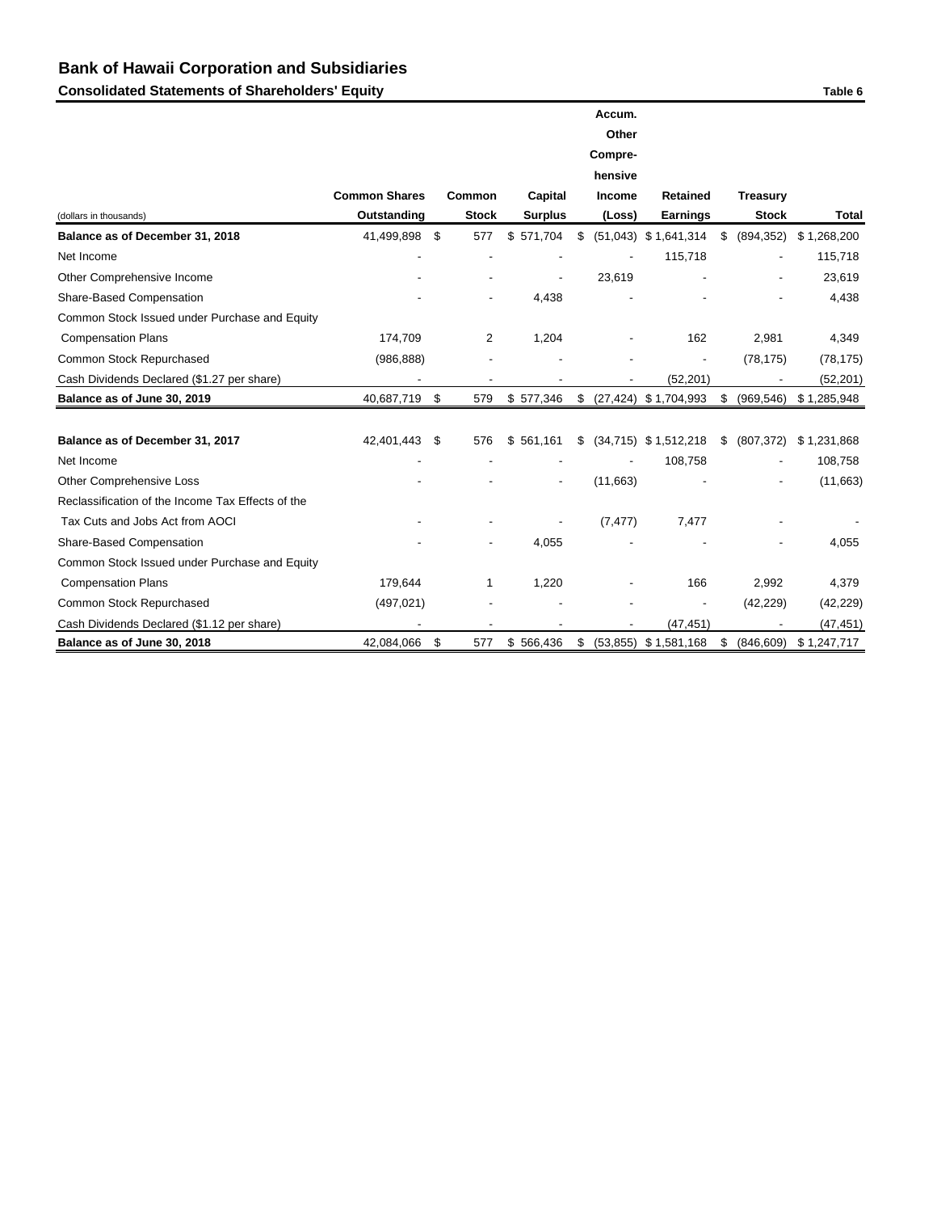## Bank of Hawaii Corporation and Subsidiaries

### Consolidated Statements of Shareholders' Equity

Table 6

| (dollars in thousands) | Common Shares Outstanding | Common Stock | Capital Surplus | Accum. Other Compre-hensive Income (Loss) | Retained Earnings | Treasury Stock | Total |
|---|---|---|---|---|---|---|---|
| **Balance as of December 31, 2018** | 41,499,898 | $ 577 | $ 571,704 | $ (51,043) | $ 1,641,314 | $ (894,352) | $ 1,268,200 |
| Net Income | - | - | - | - | 115,718 | - | 115,718 |
| Other Comprehensive Income | - | - | - | 23,619 | - | - | 23,619 |
| Share-Based Compensation | - | - | 4,438 | - | - | - | 4,438 |
| Common Stock Issued under Purchase and Equity Compensation Plans | 174,709 | 2 | 1,204 | - | 162 | 2,981 | 4,349 |
| Common Stock Repurchased | (986,888) | - | - | - | - | (78,175) | (78,175) |
| Cash Dividends Declared ($1.27 per share) | - | - | - | - | (52,201) | - | (52,201) |
| **Balance as of June 30, 2019** | 40,687,719 | $ 579 | $ 577,346 | $ (27,424) | $ 1,704,993 | $ (969,546) | $ 1,285,948 |
| | | | | | | | |
| **Balance as of December 31, 2017** | 42,401,443 | $ 576 | $ 561,161 | $ (34,715) | $ 1,512,218 | $ (807,372) | $ 1,231,868 |
| Net Income | - | - | - | - | 108,758 | - | 108,758 |
| Other Comprehensive Loss | - | - | - | (11,663) | - | - | (11,663) |
| Reclassification of the Income Tax Effects of the Tax Cuts and Jobs Act from AOCI | - | - | - | (7,477) | 7,477 | - | - |
| Share-Based Compensation | - | - | 4,055 | - | - | - | 4,055 |
| Common Stock Issued under Purchase and Equity Compensation Plans | 179,644 | 1 | 1,220 | - | 166 | 2,992 | 4,379 |
| Common Stock Repurchased | (497,021) | - | - | - | - | (42,229) | (42,229) |
| Cash Dividends Declared ($1.12 per share) | - | - | - | - | (47,451) | - | (47,451) |
| **Balance as of June 30, 2018** | 42,084,066 | $ 577 | $ 566,436 | $ (53,855) | $ 1,581,168 | $ (846,609) | $ 1,247,717 |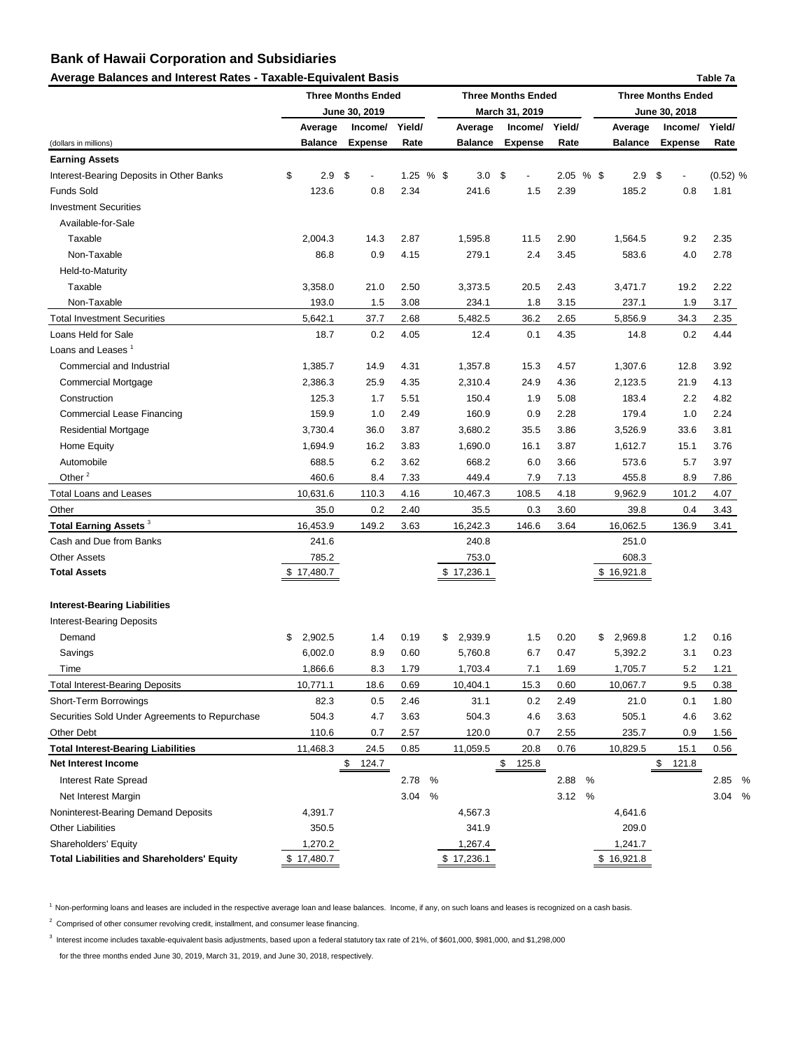## Bank of Hawaii Corporation and Subsidiaries

### Average Balances and Interest Rates - Taxable-Equivalent Basis

Table 7a

| (dollars in millions) | Three Months Ended June 30, 2019 Average Balance | Income/ Expense | Yield/ Rate | Three Months Ended March 31, 2019 Average Balance | Income/ Expense | Yield/ Rate | Three Months Ended June 30, 2018 Average Balance | Income/ Expense | Yield/ Rate |
|---|---|---|---|---|---|---|---|---|---|
| **Earning Assets** | | | | | | | | | |
| Interest-Bearing Deposits in Other Banks | $ 2.9 | $ - | 1.25 % | $ 3.0 | $ - | 2.05 % | $ 2.9 | $ - | (0.52) % |
| Funds Sold | 123.6 | 0.8 | 2.34 | 241.6 | 1.5 | 2.39 | 185.2 | 0.8 | 1.81 |
| Investment Securities | | | | | | | | | |
| Available-for-Sale | | | | | | | | | |
| Taxable | 2,004.3 | 14.3 | 2.87 | 1,595.8 | 11.5 | 2.90 | 1,564.5 | 9.2 | 2.35 |
| Non-Taxable | 86.8 | 0.9 | 4.15 | 279.1 | 2.4 | 3.45 | 583.6 | 4.0 | 2.78 |
| Held-to-Maturity | | | | | | | | | |
| Taxable | 3,358.0 | 21.0 | 2.50 | 3,373.5 | 20.5 | 2.43 | 3,471.7 | 19.2 | 2.22 |
| Non-Taxable | 193.0 | 1.5 | 3.08 | 234.1 | 1.8 | 3.15 | 237.1 | 1.9 | 3.17 |
| Total Investment Securities | 5,642.1 | 37.7 | 2.68 | 5,482.5 | 36.2 | 2.65 | 5,856.9 | 34.3 | 2.35 |
| Loans Held for Sale | 18.7 | 0.2 | 4.05 | 12.4 | 0.1 | 4.35 | 14.8 | 0.2 | 4.44 |
| Loans and Leases [1] | | | | | | | | | |
| Commercial and Industrial | 1,385.7 | 14.9 | 4.31 | 1,357.8 | 15.3 | 4.57 | 1,307.6 | 12.8 | 3.92 |
| Commercial Mortgage | 2,386.3 | 25.9 | 4.35 | 2,310.4 | 24.9 | 4.36 | 2,123.5 | 21.9 | 4.13 |
| Construction | 125.3 | 1.7 | 5.51 | 150.4 | 1.9 | 5.08 | 183.4 | 2.2 | 4.82 |
| Commercial Lease Financing | 159.9 | 1.0 | 2.49 | 160.9 | 0.9 | 2.28 | 179.4 | 1.0 | 2.24 |
| Residential Mortgage | 3,730.4 | 36.0 | 3.87 | 3,680.2 | 35.5 | 3.86 | 3,526.9 | 33.6 | 3.81 |
| Home Equity | 1,694.9 | 16.2 | 3.83 | 1,690.0 | 16.1 | 3.87 | 1,612.7 | 15.1 | 3.76 |
| Automobile | 688.5 | 6.2 | 3.62 | 668.2 | 6.0 | 3.66 | 573.6 | 5.7 | 3.97 |
| Other [2] | 460.6 | 8.4 | 7.33 | 449.4 | 7.9 | 7.13 | 455.8 | 8.9 | 7.86 |
| Total Loans and Leases | 10,631.6 | 110.3 | 4.16 | 10,467.3 | 108.5 | 4.18 | 9,962.9 | 101.2 | 4.07 |
| Other | 35.0 | 0.2 | 2.40 | 35.5 | 0.3 | 3.60 | 39.8 | 0.4 | 3.43 |
| **Total Earning Assets [3]** | 16,453.9 | 149.2 | 3.63 | 16,242.3 | 146.6 | 3.64 | 16,062.5 | 136.9 | 3.41 |
| Cash and Due from Banks | 241.6 | | | 240.8 | | | 251.0 | | |
| Other Assets | 785.2 | | | 753.0 | | | 608.3 | | |
| **Total Assets** | $ 17,480.7 | | | $ 17,236.1 | | | $ 16,921.8 | | |
| **Interest-Bearing Liabilities** | | | | | | | | | |
| Interest-Bearing Deposits | | | | | | | | | |
| Demand | $ 2,902.5 | 1.4 | 0.19 | $ 2,939.9 | 1.5 | 0.20 | $ 2,969.8 | 1.2 | 0.16 |
| Savings | 6,002.0 | 8.9 | 0.60 | 5,760.8 | 6.7 | 0.47 | 5,392.2 | 3.1 | 0.23 |
| Time | 1,866.6 | 8.3 | 1.79 | 1,703.4 | 7.1 | 1.69 | 1,705.7 | 5.2 | 1.21 |
| Total Interest-Bearing Deposits | 10,771.1 | 18.6 | 0.69 | 10,404.1 | 15.3 | 0.60 | 10,067.7 | 9.5 | 0.38 |
| Short-Term Borrowings | 82.3 | 0.5 | 2.46 | 31.1 | 0.2 | 2.49 | 21.0 | 0.1 | 1.80 |
| Securities Sold Under Agreements to Repurchase | 504.3 | 4.7 | 3.63 | 504.3 | 4.6 | 3.63 | 505.1 | 4.6 | 3.62 |
| Other Debt | 110.6 | 0.7 | 2.57 | 120.0 | 0.7 | 2.55 | 235.7 | 0.9 | 1.56 |
| **Total Interest-Bearing Liabilities** | 11,468.3 | 24.5 | 0.85 | 11,059.5 | 20.8 | 0.76 | 10,829.5 | 15.1 | 0.56 |
| **Net Interest Income** | | $ 124.7 | | | $ 125.8 | | | $ 121.8 | |
| Interest Rate Spread | | | 2.78 % | | | 2.88 % | | | 2.85 % |
| Net Interest Margin | | | 3.04 % | | | 3.12 % | | | 3.04 % |
| Noninterest-Bearing Demand Deposits | 4,391.7 | | | 4,567.3 | | | 4,641.6 | | |
| Other Liabilities | 350.5 | | | 341.9 | | | 209.0 | | |
| Shareholders' Equity | 1,270.2 | | | 1,267.4 | | | 1,241.7 | | |
| **Total Liabilities and Shareholders' Equity** | $ 17,480.7 | | | $ 17,236.1 | | | $ 16,921.8 | | |

[1] Non-performing loans and leases are included in the respective average loan and lease balances. Income, if any, on such loans and leases is recognized on a cash basis.

[2] Comprised of other consumer revolving credit, installment, and consumer lease financing.

[3] Interest income includes taxable-equivalent basis adjustments, based upon a federal statutory tax rate of 21%, of $601,000, $981,000, and $1,298,000 for the three months ended June 30, 2019, March 31, 2019, and June 30, 2018, respectively.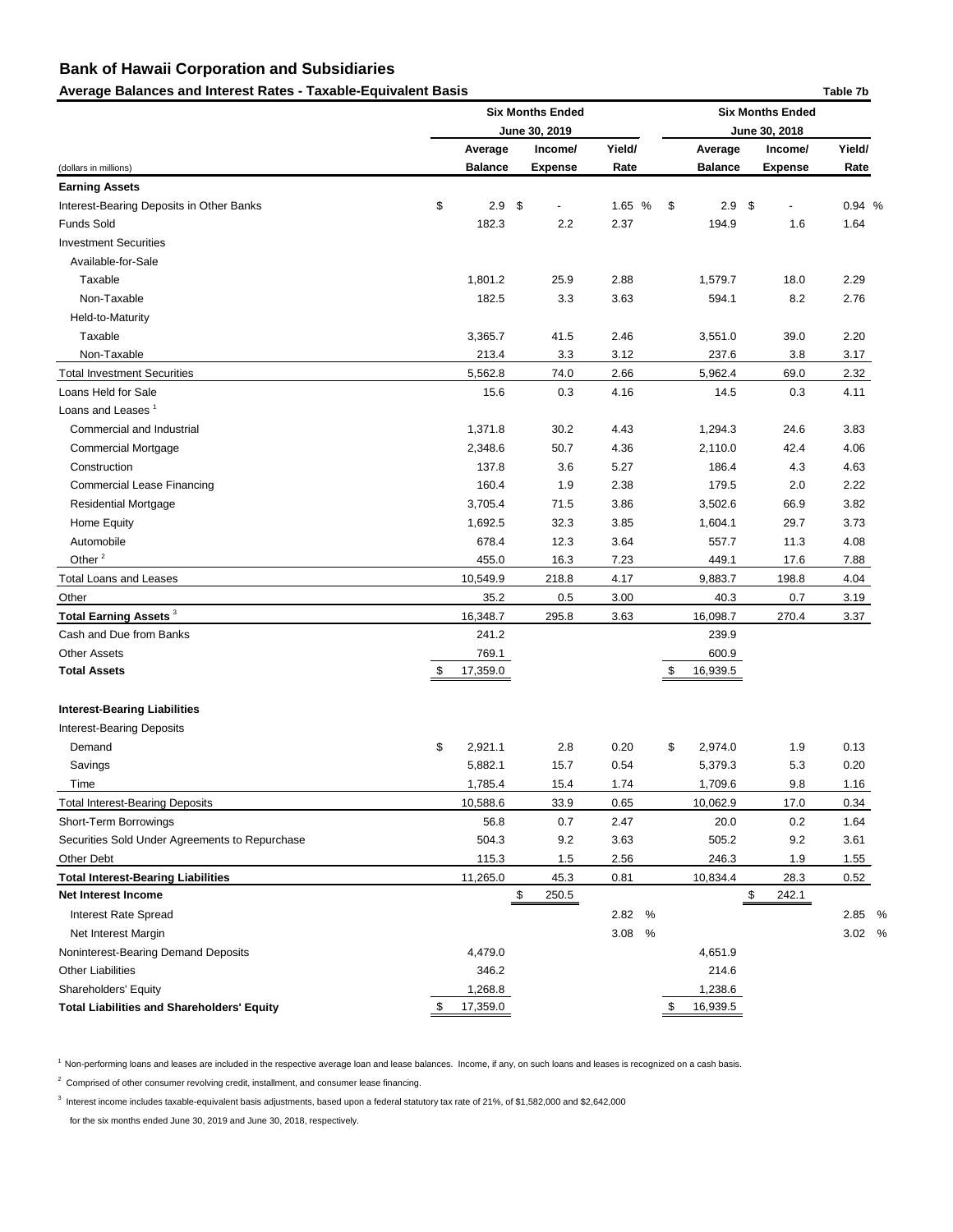## Bank of Hawaii Corporation and Subsidiaries

### Average Balances and Interest Rates - Taxable-Equivalent Basis

Table 7b

| (dollars in millions) | Six Months Ended June 30, 2019 Average Balance | Six Months Ended June 30, 2019 Income/ Expense | Six Months Ended June 30, 2019 Yield/ Rate | Six Months Ended June 30, 2018 Average Balance | Six Months Ended June 30, 2018 Income/ Expense | Six Months Ended June 30, 2018 Yield/ Rate |
|---|---|---|---|---|---|---|
| **Earning Assets** | | | | | | |
| Interest-Bearing Deposits in Other Banks | $ 2.9 | $ - | 1.65 % | $ 2.9 | $ - | 0.94 % |
| Funds Sold | 182.3 | 2.2 | 2.37 | 194.9 | 1.6 | 1.64 |
| Investment Securities | | | | | | |
| Available-for-Sale | | | | | | |
| Taxable | 1,801.2 | 25.9 | 2.88 | 1,579.7 | 18.0 | 2.29 |
| Non-Taxable | 182.5 | 3.3 | 3.63 | 594.1 | 8.2 | 2.76 |
| Held-to-Maturity | | | | | | |
| Taxable | 3,365.7 | 41.5 | 2.46 | 3,551.0 | 39.0 | 2.20 |
| Non-Taxable | 213.4 | 3.3 | 3.12 | 237.6 | 3.8 | 3.17 |
| Total Investment Securities | 5,562.8 | 74.0 | 2.66 | 5,962.4 | 69.0 | 2.32 |
| Loans Held for Sale | 15.6 | 0.3 | 4.16 | 14.5 | 0.3 | 4.11 |
| Loans and Leases [1] | | | | | | |
| Commercial and Industrial | 1,371.8 | 30.2 | 4.43 | 1,294.3 | 24.6 | 3.83 |
| Commercial Mortgage | 2,348.6 | 50.7 | 4.36 | 2,110.0 | 42.4 | 4.06 |
| Construction | 137.8 | 3.6 | 5.27 | 186.4 | 4.3 | 4.63 |
| Commercial Lease Financing | 160.4 | 1.9 | 2.38 | 179.5 | 2.0 | 2.22 |
| Residential Mortgage | 3,705.4 | 71.5 | 3.86 | 3,502.6 | 66.9 | 3.82 |
| Home Equity | 1,692.5 | 32.3 | 3.85 | 1,604.1 | 29.7 | 3.73 |
| Automobile | 678.4 | 12.3 | 3.64 | 557.7 | 11.3 | 4.08 |
| Other [2] | 455.0 | 16.3 | 7.23 | 449.1 | 17.6 | 7.88 |
| Total Loans and Leases | 10,549.9 | 218.8 | 4.17 | 9,883.7 | 198.8 | 4.04 |
| Other | 35.2 | 0.5 | 3.00 | 40.3 | 0.7 | 3.19 |
| **Total Earning Assets** [3] | 16,348.7 | 295.8 | 3.63 | 16,098.7 | 270.4 | 3.37 |
| Cash and Due from Banks | 241.2 | | | 239.9 | | |
| Other Assets | 769.1 | | | 600.9 | | |
| **Total Assets** | $ 17,359.0 | | | $ 16,939.5 | | |
| **Interest-Bearing Liabilities** | | | | | | |
| Interest-Bearing Deposits | | | | | | |
| Demand | $ 2,921.1 | 2.8 | 0.20 | $ 2,974.0 | 1.9 | 0.13 |
| Savings | 5,882.1 | 15.7 | 0.54 | 5,379.3 | 5.3 | 0.20 |
| Time | 1,785.4 | 15.4 | 1.74 | 1,709.6 | 9.8 | 1.16 |
| Total Interest-Bearing Deposits | 10,588.6 | 33.9 | 0.65 | 10,062.9 | 17.0 | 0.34 |
| Short-Term Borrowings | 56.8 | 0.7 | 2.47 | 20.0 | 0.2 | 1.64 |
| Securities Sold Under Agreements to Repurchase | 504.3 | 9.2 | 3.63 | 505.2 | 9.2 | 3.61 |
| Other Debt | 115.3 | 1.5 | 2.56 | 246.3 | 1.9 | 1.55 |
| **Total Interest-Bearing Liabilities** | 11,265.0 | 45.3 | 0.81 | 10,834.4 | 28.3 | 0.52 |
| **Net Interest Income** | | $ 250.5 | | | $ 242.1 | |
| Interest Rate Spread | | | 2.82 % | | | 2.85 % |
| Net Interest Margin | | | 3.08 % | | | 3.02 % |
| Noninterest-Bearing Demand Deposits | 4,479.0 | | | 4,651.9 | | |
| Other Liabilities | 346.2 | | | 214.6 | | |
| Shareholders' Equity | 1,268.8 | | | 1,238.6 | | |
| **Total Liabilities and Shareholders' Equity** | $ 17,359.0 | | | $ 16,939.5 | | |

[1] Non-performing loans and leases are included in the respective average loan and lease balances. Income, if any, on such loans and leases is recognized on a cash basis.

[2] Comprised of other consumer revolving credit, installment, and consumer lease financing.

[3] Interest income includes taxable-equivalent basis adjustments, based upon a federal statutory tax rate of 21%, of $1,582,000 and $2,642,000 for the six months ended June 30, 2019 and June 30, 2018, respectively.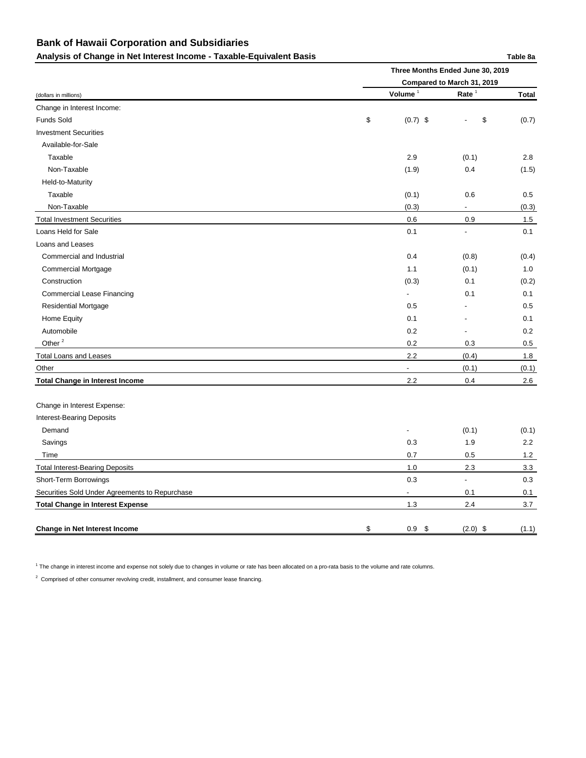# Bank of Hawaii Corporation and Subsidiaries

## Analysis of Change in Net Interest Income - Taxable-Equivalent Basis

Table 8a

| (dollars in millions) | Three Months Ended June 30, 2019 Compared to March 31, 2019 | | |
|---|---|---|---|
| | Volume [1] | Rate [1] | Total |
| Change in Interest Income: | | | |
| Funds Sold | $ (0.7) | $ - | $ (0.7) |
| Investment Securities | | | |
| Available-for-Sale | | | |
| Taxable | 2.9 | (0.1) | 2.8 |
| Non-Taxable | (1.9) | 0.4 | (1.5) |
| Held-to-Maturity | | | |
| Taxable | (0.1) | 0.6 | 0.5 |
| Non-Taxable | (0.3) | - | (0.3) |
| Total Investment Securities | 0.6 | 0.9 | 1.5 |
| Loans Held for Sale | 0.1 | - | 0.1 |
| Loans and Leases | | | |
| Commercial and Industrial | 0.4 | (0.8) | (0.4) |
| Commercial Mortgage | 1.1 | (0.1) | 1.0 |
| Construction | (0.3) | 0.1 | (0.2) |
| Commercial Lease Financing | - | 0.1 | 0.1 |
| Residential Mortgage | 0.5 | - | 0.5 |
| Home Equity | 0.1 | - | 0.1 |
| Automobile | 0.2 | - | 0.2 |
| Other [2] | 0.2 | 0.3 | 0.5 |
| Total Loans and Leases | 2.2 | (0.4) | 1.8 |
| Other | - | (0.1) | (0.1) |
| **Total Change in Interest Income** | 2.2 | 0.4 | 2.6 |
| Change in Interest Expense: | | | |
| Interest-Bearing Deposits | | | |
| Demand | - | (0.1) | (0.1) |
| Savings | 0.3 | 1.9 | 2.2 |
| Time | 0.7 | 0.5 | 1.2 |
| Total Interest-Bearing Deposits | 1.0 | 2.3 | 3.3 |
| Short-Term Borrowings | 0.3 | - | 0.3 |
| Securities Sold Under Agreements to Repurchase | - | 0.1 | 0.1 |
| **Total Change in Interest Expense** | 1.3 | 2.4 | 3.7 |
| **Change in Net Interest Income** | $ 0.9 | $ (2.0) | $ (1.1) |

[1] The change in interest income and expense not solely due to changes in volume or rate has been allocated on a pro-rata basis to the volume and rate columns.

[2] Comprised of other consumer revolving credit, installment, and consumer lease financing.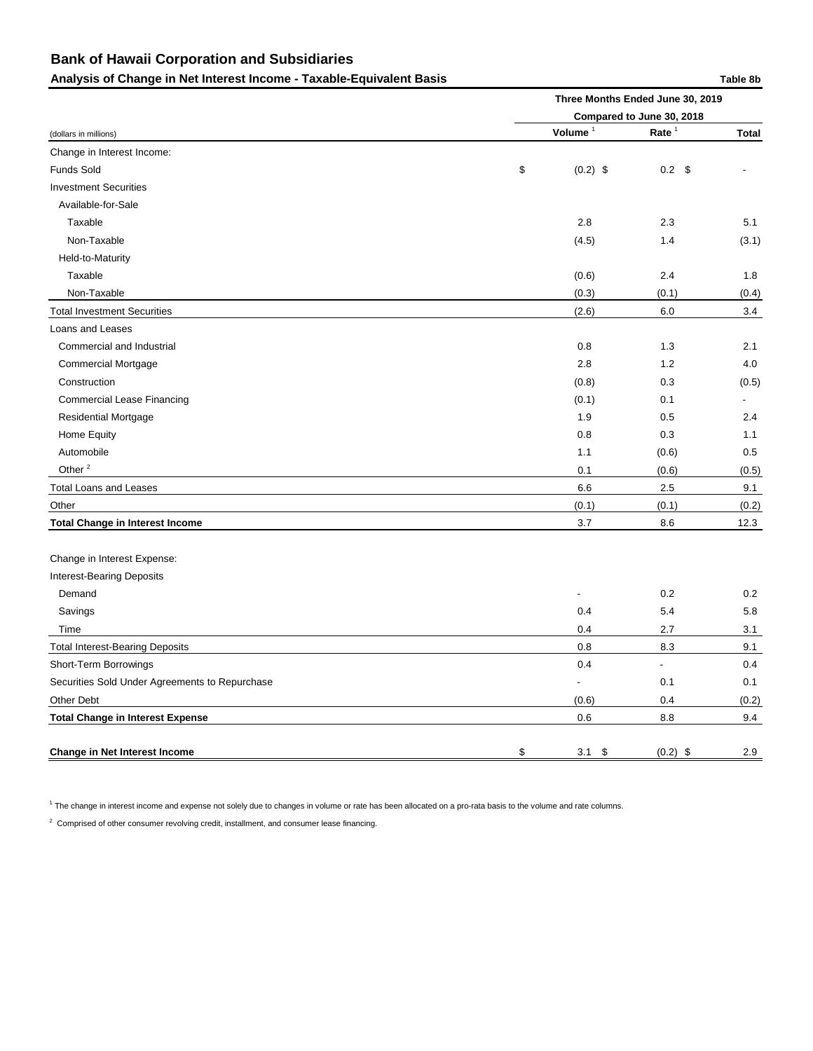# Bank of Hawaii Corporation and Subsidiaries

## Analysis of Change in Net Interest Income - Taxable-Equivalent Basis

Table 8b

| (dollars in millions) | Three Months Ended June 30, 2019 Compared to June 30, 2018 | | |
|---|---|---|---|
| | Volume [1] | Rate [1] | Total |
| Change in Interest Income: | | | |
| Funds Sold | $ (0.2) | $ 0.2 | $ - |
| Investment Securities | | | |
| Available-for-Sale | | | |
| Taxable | 2.8 | 2.3 | 5.1 |
| Non-Taxable | (4.5) | 1.4 | (3.1) |
| Held-to-Maturity | | | |
| Taxable | (0.6) | 2.4 | 1.8 |
| Non-Taxable | (0.3) | (0.1) | (0.4) |
| Total Investment Securities | (2.6) | 6.0 | 3.4 |
| Loans and Leases | | | |
| Commercial and Industrial | 0.8 | 1.3 | 2.1 |
| Commercial Mortgage | 2.8 | 1.2 | 4.0 |
| Construction | (0.8) | 0.3 | (0.5) |
| Commercial Lease Financing | (0.1) | 0.1 | - |
| Residential Mortgage | 1.9 | 0.5 | 2.4 |
| Home Equity | 0.8 | 0.3 | 1.1 |
| Automobile | 1.1 | (0.6) | 0.5 |
| Other [2] | 0.1 | (0.6) | (0.5) |
| Total Loans and Leases | 6.6 | 2.5 | 9.1 |
| Other | (0.1) | (0.1) | (0.2) |
| **Total Change in Interest Income** | 3.7 | 8.6 | 12.3 |
| | | | |
| Change in Interest Expense: | | | |
| Interest-Bearing Deposits | | | |
| Demand | - | 0.2 | 0.2 |
| Savings | 0.4 | 5.4 | 5.8 |
| Time | 0.4 | 2.7 | 3.1 |
| Total Interest-Bearing Deposits | 0.8 | 8.3 | 9.1 |
| Short-Term Borrowings | 0.4 | - | 0.4 |
| Securities Sold Under Agreements to Repurchase | - | 0.1 | 0.1 |
| Other Debt | (0.6) | 0.4 | (0.2) |
| **Total Change in Interest Expense** | 0.6 | 8.8 | 9.4 |
| | | | |
| **Change in Net Interest Income** | $ 3.1 | $ (0.2) | $ 2.9 |

[1] The change in interest income and expense not solely due to changes in volume or rate has been allocated on a pro-rata basis to the volume and rate columns.

[2] Comprised of other consumer revolving credit, installment, and consumer lease financing.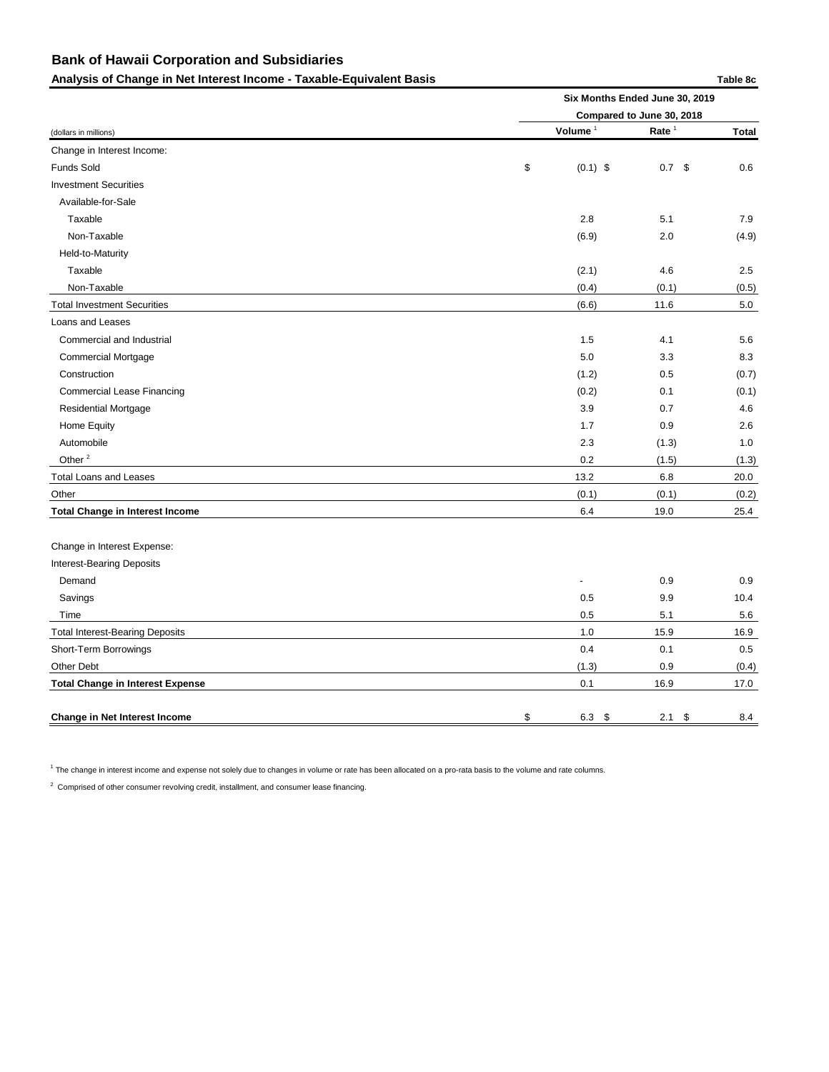# Bank of Hawaii Corporation and Subsidiaries

## Analysis of Change in Net Interest Income - Taxable-Equivalent Basis

Table 8c

| (dollars in millions) | Six Months Ended June 30, 2019 Compared to June 30, 2018 | | |
|---|---|---|---|
| | Volume [1] | Rate [1] | Total |
| Change in Interest Income: | | | |
| Funds Sold | $ (0.1) | $ 0.7 | $ 0.6 |
| Investment Securities | | | |
| Available-for-Sale | | | |
| Taxable | 2.8 | 5.1 | 7.9 |
| Non-Taxable | (6.9) | 2.0 | (4.9) |
| Held-to-Maturity | | | |
| Taxable | (2.1) | 4.6 | 2.5 |
| Non-Taxable | (0.4) | (0.1) | (0.5) |
| Total Investment Securities | (6.6) | 11.6 | 5.0 |
| Loans and Leases | | | |
| Commercial and Industrial | 1.5 | 4.1 | 5.6 |
| Commercial Mortgage | 5.0 | 3.3 | 8.3 |
| Construction | (1.2) | 0.5 | (0.7) |
| Commercial Lease Financing | (0.2) | 0.1 | (0.1) |
| Residential Mortgage | 3.9 | 0.7 | 4.6 |
| Home Equity | 1.7 | 0.9 | 2.6 |
| Automobile | 2.3 | (1.3) | 1.0 |
| Other [2] | 0.2 | (1.5) | (1.3) |
| Total Loans and Leases | 13.2 | 6.8 | 20.0 |
| Other | (0.1) | (0.1) | (0.2) |
| **Total Change in Interest Income** | 6.4 | 19.0 | 25.4 |
| | | | |
| Change in Interest Expense: | | | |
| Interest-Bearing Deposits | | | |
| Demand | - | 0.9 | 0.9 |
| Savings | 0.5 | 9.9 | 10.4 |
| Time | 0.5 | 5.1 | 5.6 |
| Total Interest-Bearing Deposits | 1.0 | 15.9 | 16.9 |
| Short-Term Borrowings | 0.4 | 0.1 | 0.5 |
| Other Debt | (1.3) | 0.9 | (0.4) |
| **Total Change in Interest Expense** | 0.1 | 16.9 | 17.0 |
| | | | |
| **Change in Net Interest Income** | $ 6.3 | $ 2.1 | $ 8.4 |

[1] The change in interest income and expense not solely due to changes in volume or rate has been allocated on a pro-rata basis to the volume and rate columns.

[2] Comprised of other consumer revolving credit, installment, and consumer lease financing.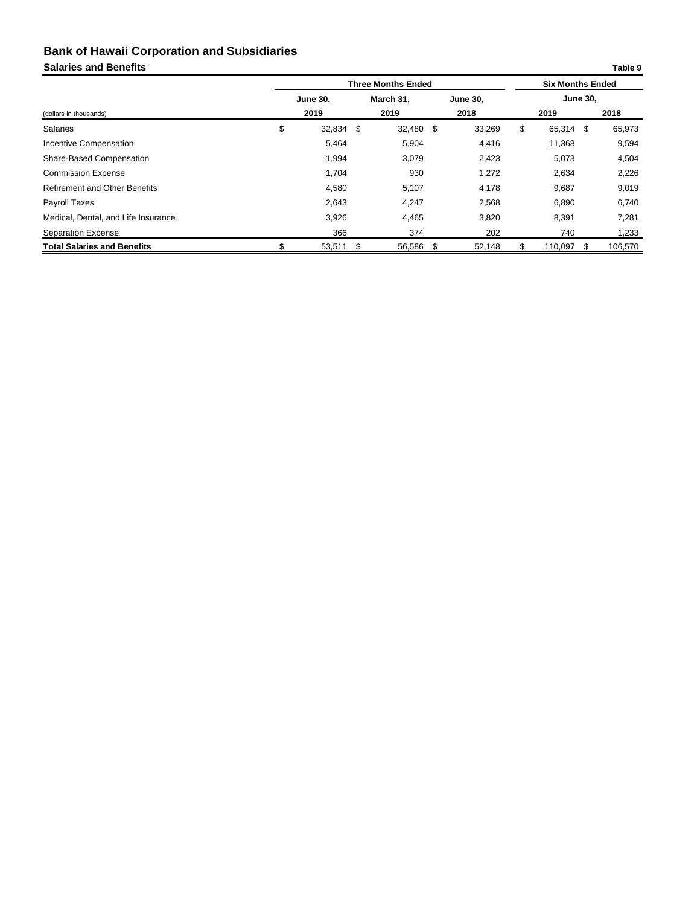# Bank of Hawaii Corporation and Subsidiaries

## Salaries and Benefits

Table 9

| | Three Months Ended | | | Six Months Ended | |
|---|---|---|---|---|---|
| | June 30, | March 31, | June 30, | June 30, | |
| (dollars in thousands) | 2019 | 2019 | 2018 | 2019 | 2018 |
| Salaries | $ 32,834 | $ 32,480 | $ 33,269 | $ 65,314 | $ 65,973 |
| Incentive Compensation | 5,464 | 5,904 | 4,416 | 11,368 | 9,594 |
| Share-Based Compensation | 1,994 | 3,079 | 2,423 | 5,073 | 4,504 |
| Commission Expense | 1,704 | 930 | 1,272 | 2,634 | 2,226 |
| Retirement and Other Benefits | 4,580 | 5,107 | 4,178 | 9,687 | 9,019 |
| Payroll Taxes | 2,643 | 4,247 | 2,568 | 6,890 | 6,740 |
| Medical, Dental, and Life Insurance | 3,926 | 4,465 | 3,820 | 8,391 | 7,281 |
| Separation Expense | 366 | 374 | 202 | 740 | 1,233 |
| **Total Salaries and Benefits** | $ 53,511 | $ 56,586 | $ 52,148 | $ 110,097 | $ 106,570 |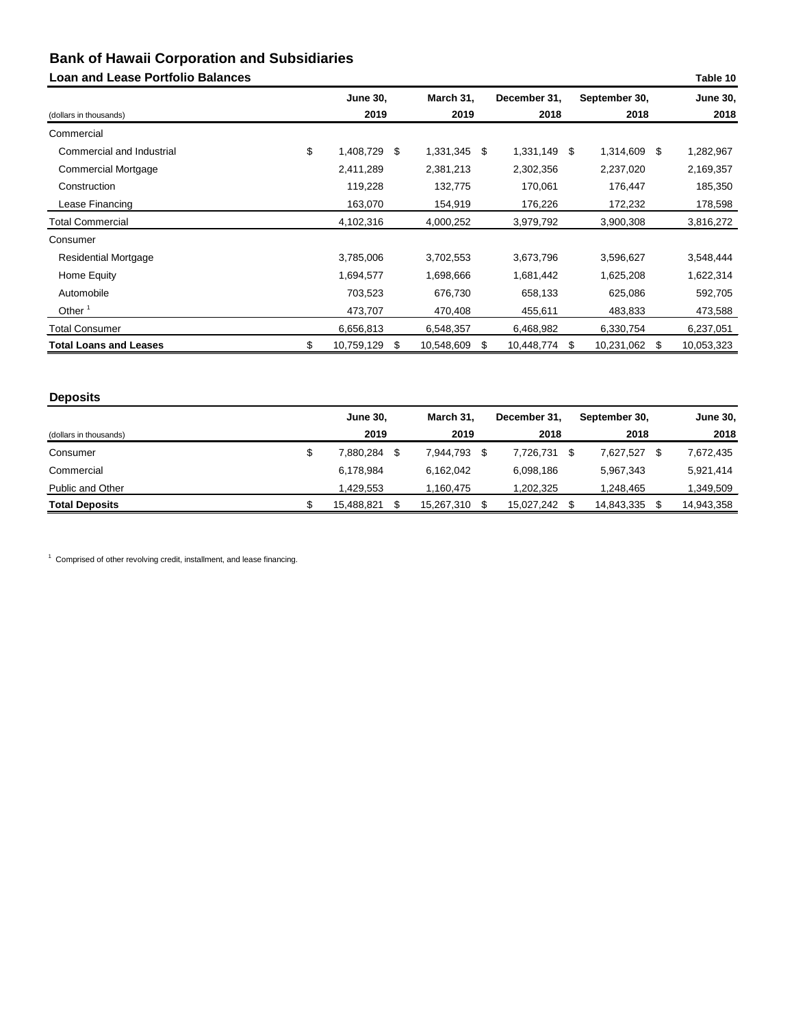# Bank of Hawaii Corporation and Subsidiaries

## Loan and Lease Portfolio Balances

Table 10

| (dollars in thousands) | June 30, 2019 | March 31, 2019 | December 31, 2018 | September 30, 2018 | June 30, 2018 |
|---|---|---|---|---|---|
| Commercial | | | | | |
| Commercial and Industrial | $ 1,408,729 | $ 1,331,345 | $ 1,331,149 | $ 1,314,609 | $ 1,282,967 |
| Commercial Mortgage | 2,411,289 | 2,381,213 | 2,302,356 | 2,237,020 | 2,169,357 |
| Construction | 119,228 | 132,775 | 170,061 | 176,447 | 185,350 |
| Lease Financing | 163,070 | 154,919 | 176,226 | 172,232 | 178,598 |
| Total Commercial | 4,102,316 | 4,000,252 | 3,979,792 | 3,900,308 | 3,816,272 |
| Consumer | | | | | |
| Residential Mortgage | 3,785,006 | 3,702,553 | 3,673,796 | 3,596,627 | 3,548,444 |
| Home Equity | 1,694,577 | 1,698,666 | 1,681,442 | 1,625,208 | 1,622,314 |
| Automobile | 703,523 | 676,730 | 658,133 | 625,086 | 592,705 |
| Other [1] | 473,707 | 470,408 | 455,611 | 483,833 | 473,588 |
| Total Consumer | 6,656,813 | 6,548,357 | 6,468,982 | 6,330,754 | 6,237,051 |
| **Total Loans and Leases** | $ 10,759,129 | $ 10,548,609 | $ 10,448,774 | $ 10,231,062 | $ 10,053,323 |

## Deposits

| (dollars in thousands) | June 30, 2019 | March 31, 2019 | December 31, 2018 | September 30, 2018 | June 30, 2018 |
|---|---|---|---|---|---|
| Consumer | $ 7,880,284 | $ 7,944,793 | $ 7,726,731 | $ 7,627,527 | $ 7,672,435 |
| Commercial | 6,178,984 | 6,162,042 | 6,098,186 | 5,967,343 | 5,921,414 |
| Public and Other | 1,429,553 | 1,160,475 | 1,202,325 | 1,248,465 | 1,349,509 |
| **Total Deposits** | $ 15,488,821 | $ 15,267,310 | $ 15,027,242 | $ 14,843,335 | $ 14,943,358 |

[1] Comprised of other revolving credit, installment, and lease financing.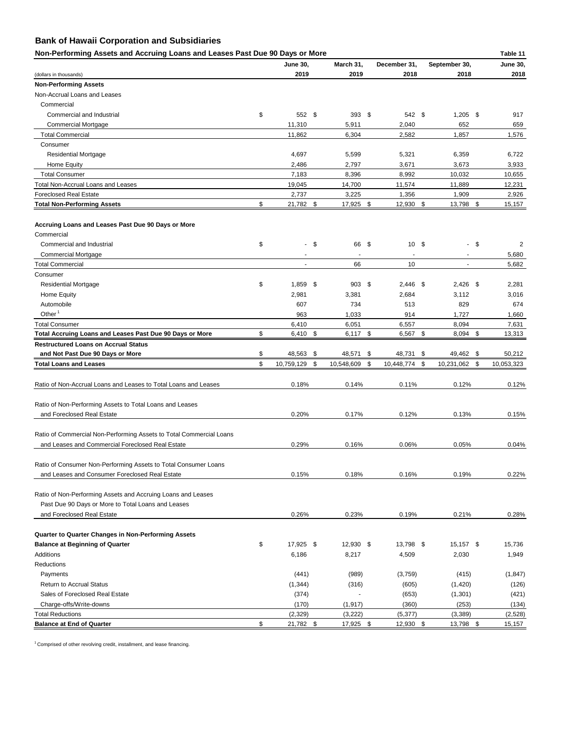# Bank of Hawaii Corporation and Subsidiaries

## Non-Performing Assets and Accruing Loans and Leases Past Due 90 Days or More

Table 11

| (dollars in thousands) | June 30, 2019 | March 31, 2019 | December 31, 2018 | September 30, 2018 | June 30, 2018 |
|---|---|---|---|---|---|
| **Non-Performing Assets** | | | | | |
| Non-Accrual Loans and Leases | | | | | |
| Commercial | | | | | |
| Commercial and Industrial | $ 552 | $ 393 | $ 542 | $ 1,205 | $ 917 |
| Commercial Mortgage | 11,310 | 5,911 | 2,040 | 652 | 659 |
| Total Commercial | 11,862 | 6,304 | 2,582 | 1,857 | 1,576 |
| Consumer | | | | | |
| Residential Mortgage | 4,697 | 5,599 | 5,321 | 6,359 | 6,722 |
| Home Equity | 2,486 | 2,797 | 3,671 | 3,673 | 3,933 |
| Total Consumer | 7,183 | 8,396 | 8,992 | 10,032 | 10,655 |
| Total Non-Accrual Loans and Leases | 19,045 | 14,700 | 11,574 | 11,889 | 12,231 |
| Foreclosed Real Estate | 2,737 | 3,225 | 1,356 | 1,909 | 2,926 |
| **Total Non-Performing Assets** | $ 21,782 | $ 17,925 | $ 12,930 | $ 13,798 | $ 15,157 |
| | | | | | |
| **Accruing Loans and Leases Past Due 90 Days or More** | | | | | |
| Commercial | | | | | |
| Commercial and Industrial | $ - | $ 66 | $ 10 | $ - | $ 2 |
| Commercial Mortgage | - | - | - | - | 5,680 |
| Total Commercial | - | 66 | 10 | - | 5,682 |
| Consumer | | | | | |
| Residential Mortgage | $ 1,859 | $ 903 | $ 2,446 | $ 2,426 | $ 2,281 |
| Home Equity | 2,981 | 3,381 | 2,684 | 3,112 | 3,016 |
| Automobile | 607 | 734 | 513 | 829 | 674 |
| Other [1] | 963 | 1,033 | 914 | 1,727 | 1,660 |
| Total Consumer | 6,410 | 6,051 | 6,557 | 8,094 | 7,631 |
| **Total Accruing Loans and Leases Past Due 90 Days or More** | $ 6,410 | $ 6,117 | $ 6,567 | $ 8,094 | $ 13,313 |
| **Restructured Loans on Accrual Status and Not Past Due 90 Days or More** | $ 48,563 | $ 48,571 | $ 48,731 | $ 49,462 | $ 50,212 |
| **Total Loans and Leases** | $ 10,759,129 | $ 10,548,609 | $ 10,448,774 | $ 10,231,062 | $ 10,053,323 |
| | | | | | |
| Ratio of Non-Accrual Loans and Leases to Total Loans and Leases | 0.18% | 0.14% | 0.11% | 0.12% | 0.12% |
| Ratio of Non-Performing Assets to Total Loans and Leases and Foreclosed Real Estate | 0.20% | 0.17% | 0.12% | 0.13% | 0.15% |
| Ratio of Commercial Non-Performing Assets to Total Commercial Loans and Leases and Commercial Foreclosed Real Estate | 0.29% | 0.16% | 0.06% | 0.05% | 0.04% |
| Ratio of Consumer Non-Performing Assets to Total Consumer Loans and Leases and Consumer Foreclosed Real Estate | 0.15% | 0.18% | 0.16% | 0.19% | 0.22% |
| Ratio of Non-Performing Assets and Accruing Loans and Leases Past Due 90 Days or More to Total Loans and Leases and Foreclosed Real Estate | 0.26% | 0.23% | 0.19% | 0.21% | 0.28% |
| | | | | | |
| **Quarter to Quarter Changes in Non-Performing Assets** | | | | | |
| **Balance at Beginning of Quarter** | $ 17,925 | $ 12,930 | $ 13,798 | $ 15,157 | $ 15,736 |
| Additions | 6,186 | 8,217 | 4,509 | 2,030 | 1,949 |
| Reductions | | | | | |
| Payments | (441) | (989) | (3,759) | (415) | (1,847) |
| Return to Accrual Status | (1,344) | (316) | (605) | (1,420) | (126) |
| Sales of Foreclosed Real Estate | (374) | - | (653) | (1,301) | (421) |
| Charge-offs/Write-downs | (170) | (1,917) | (360) | (253) | (134) |
| Total Reductions | (2,329) | (3,222) | (5,377) | (3,389) | (2,528) |
| **Balance at End of Quarter** | $ 21,782 | $ 17,925 | $ 12,930 | $ 13,798 | $ 15,157 |

[1] Comprised of other revolving credit, installment, and lease financing.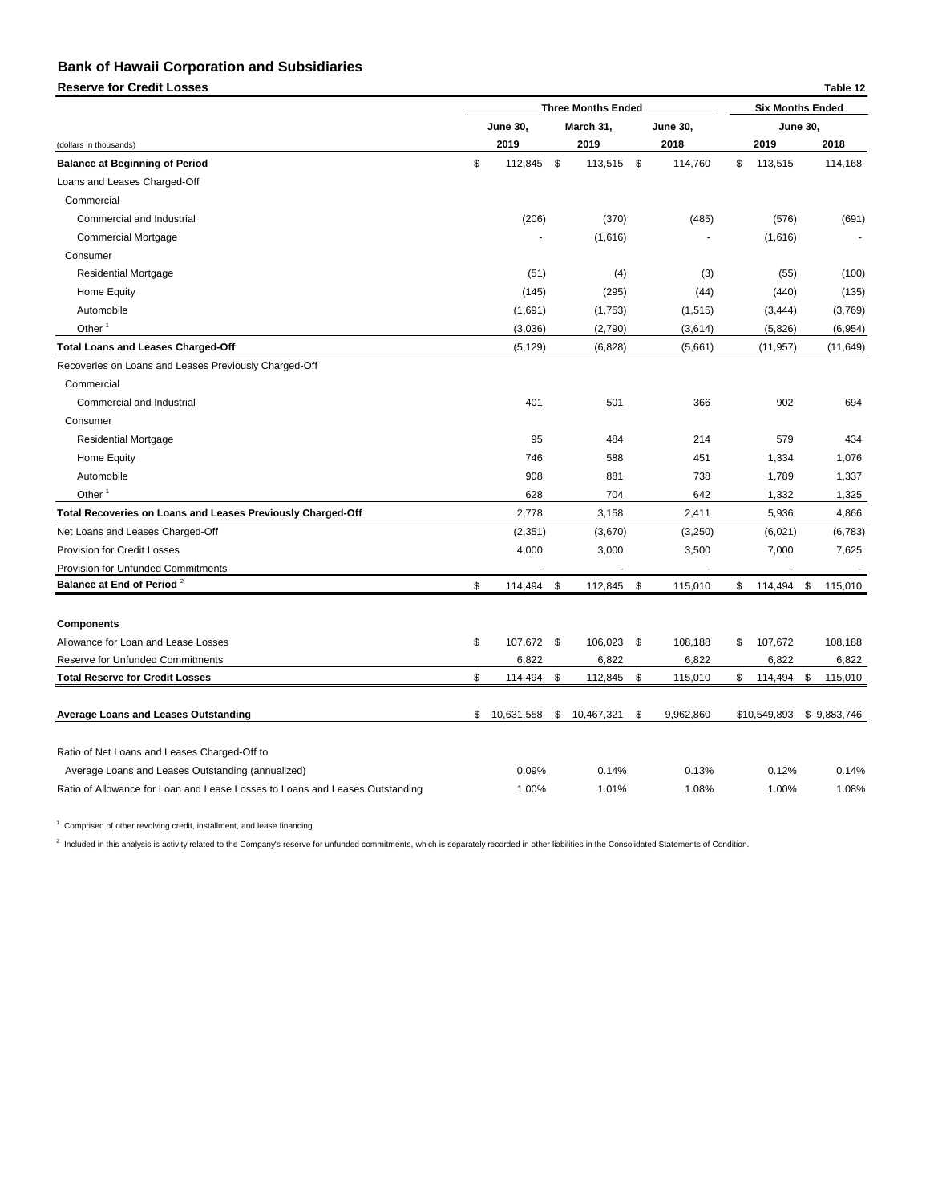# Bank of Hawaii Corporation and Subsidiaries

**Reserve for Credit Losses** **Table 12**

| (dollars in thousands) | Three Months Ended June 30, 2019 | Three Months Ended March 31, 2019 | Three Months Ended June 30, 2018 | Six Months Ended June 30, 2019 | Six Months Ended June 30, 2018 |
|---|---|---|---|---|---|
| **Balance at Beginning of Period** | $ 112,845 | $ 113,515 | $ 114,760 | $ 113,515 | 114,168 |
| Loans and Leases Charged-Off | | | | | |
| Commercial | | | | | |
| Commercial and Industrial | (206) | (370) | (485) | (576) | (691) |
| Commercial Mortgage | - | (1,616) | - | (1,616) | - |
| Consumer | | | | | |
| Residential Mortgage | (51) | (4) | (3) | (55) | (100) |
| Home Equity | (145) | (295) | (44) | (440) | (135) |
| Automobile | (1,691) | (1,753) | (1,515) | (3,444) | (3,769) |
| Other [1] | (3,036) | (2,790) | (3,614) | (5,826) | (6,954) |
| **Total Loans and Leases Charged-Off** | (5,129) | (6,828) | (5,661) | (11,957) | (11,649) |
| Recoveries on Loans and Leases Previously Charged-Off | | | | | |
| Commercial | | | | | |
| Commercial and Industrial | 401 | 501 | 366 | 902 | 694 |
| Consumer | | | | | |
| Residential Mortgage | 95 | 484 | 214 | 579 | 434 |
| Home Equity | 746 | 588 | 451 | 1,334 | 1,076 |
| Automobile | 908 | 881 | 738 | 1,789 | 1,337 |
| Other [1] | 628 | 704 | 642 | 1,332 | 1,325 |
| **Total Recoveries on Loans and Leases Previously Charged-Off** | 2,778 | 3,158 | 2,411 | 5,936 | 4,866 |
| Net Loans and Leases Charged-Off | (2,351) | (3,670) | (3,250) | (6,021) | (6,783) |
| Provision for Credit Losses | 4,000 | 3,000 | 3,500 | 7,000 | 7,625 |
| Provision for Unfunded Commitments | - | - | - | - | - |
| **Balance at End of Period** [2] | $ 114,494 | $ 112,845 | $ 115,010 | $ 114,494 | $ 115,010 |
| | | | | | |
| **Components** | | | | | |
| Allowance for Loan and Lease Losses | $ 107,672 | $ 106,023 | $ 108,188 | $ 107,672 | 108,188 |
| Reserve for Unfunded Commitments | 6,822 | 6,822 | 6,822 | 6,822 | 6,822 |
| **Total Reserve for Credit Losses** | $ 114,494 | $ 112,845 | $ 115,010 | $ 114,494 | $ 115,010 |
| | | | | | |
| **Average Loans and Leases Outstanding** | $ 10,631,558 | $ 10,467,321 | $ 9,962,860 | $10,549,893 | $ 9,883,746 |
| | | | | | |
| Ratio of Net Loans and Leases Charged-Off to | | | | | |
| Average Loans and Leases Outstanding (annualized) | 0.09% | 0.14% | 0.13% | 0.12% | 0.14% |
| Ratio of Allowance for Loan and Lease Losses to Loans and Leases Outstanding | 1.00% | 1.01% | 1.08% | 1.00% | 1.08% |

[1] Comprised of other revolving credit, installment, and lease financing.

[2] Included in this analysis is activity related to the Company's reserve for unfunded commitments, which is separately recorded in other liabilities in the Consolidated Statements of Condition.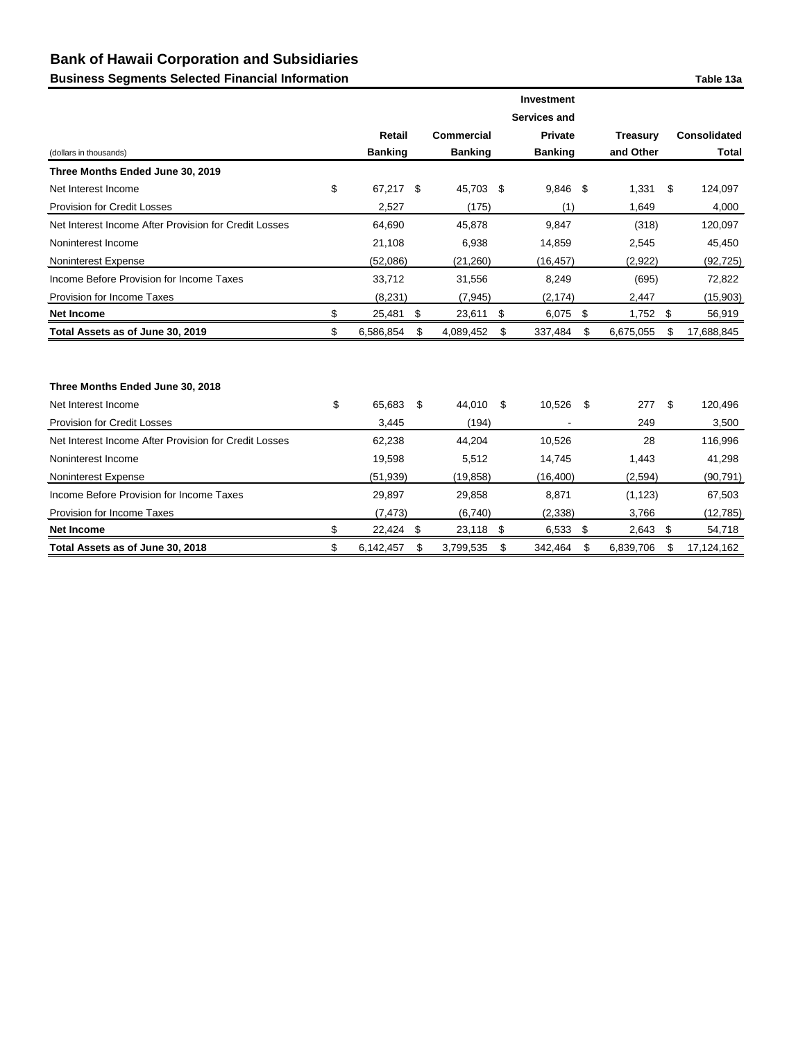# Bank of Hawaii Corporation and Subsidiaries

## Business Segments Selected Financial Information

Table 13a

| (dollars in thousands) | Retail Banking | Commercial Banking | Investment Services and Private Banking | Treasury and Other | Consolidated Total |
|---|---|---|---|---|---|
| **Three Months Ended June 30, 2019** | | | | | |
| Net Interest Income | $ 67,217 | $ 45,703 | $ 9,846 | $ 1,331 | $ 124,097 |
| Provision for Credit Losses | 2,527 | (175) | (1) | 1,649 | 4,000 |
| Net Interest Income After Provision for Credit Losses | 64,690 | 45,878 | 9,847 | (318) | 120,097 |
| Noninterest Income | 21,108 | 6,938 | 14,859 | 2,545 | 45,450 |
| Noninterest Expense | (52,086) | (21,260) | (16,457) | (2,922) | (92,725) |
| Income Before Provision for Income Taxes | 33,712 | 31,556 | 8,249 | (695) | 72,822 |
| Provision for Income Taxes | (8,231) | (7,945) | (2,174) | 2,447 | (15,903) |
| **Net Income** | $ 25,481 | $ 23,611 | $ 6,075 | $ 1,752 | $ 56,919 |
| **Total Assets as of June 30, 2019** | $ 6,586,854 | $ 4,089,452 | $ 337,484 | $ 6,675,055 | $ 17,688,845 |
| | | | | | |
| **Three Months Ended June 30, 2018** | | | | | |
| Net Interest Income | $ 65,683 | $ 44,010 | $ 10,526 | $ 277 | $ 120,496 |
| Provision for Credit Losses | 3,445 | (194) | - | 249 | 3,500 |
| Net Interest Income After Provision for Credit Losses | 62,238 | 44,204 | 10,526 | 28 | 116,996 |
| Noninterest Income | 19,598 | 5,512 | 14,745 | 1,443 | 41,298 |
| Noninterest Expense | (51,939) | (19,858) | (16,400) | (2,594) | (90,791) |
| Income Before Provision for Income Taxes | 29,897 | 29,858 | 8,871 | (1,123) | 67,503 |
| Provision for Income Taxes | (7,473) | (6,740) | (2,338) | 3,766 | (12,785) |
| **Net Income** | $ 22,424 | $ 23,118 | $ 6,533 | $ 2,643 | $ 54,718 |
| **Total Assets as of June 30, 2018** | $ 6,142,457 | $ 3,799,535 | $ 342,464 | $ 6,839,706 | $ 17,124,162 |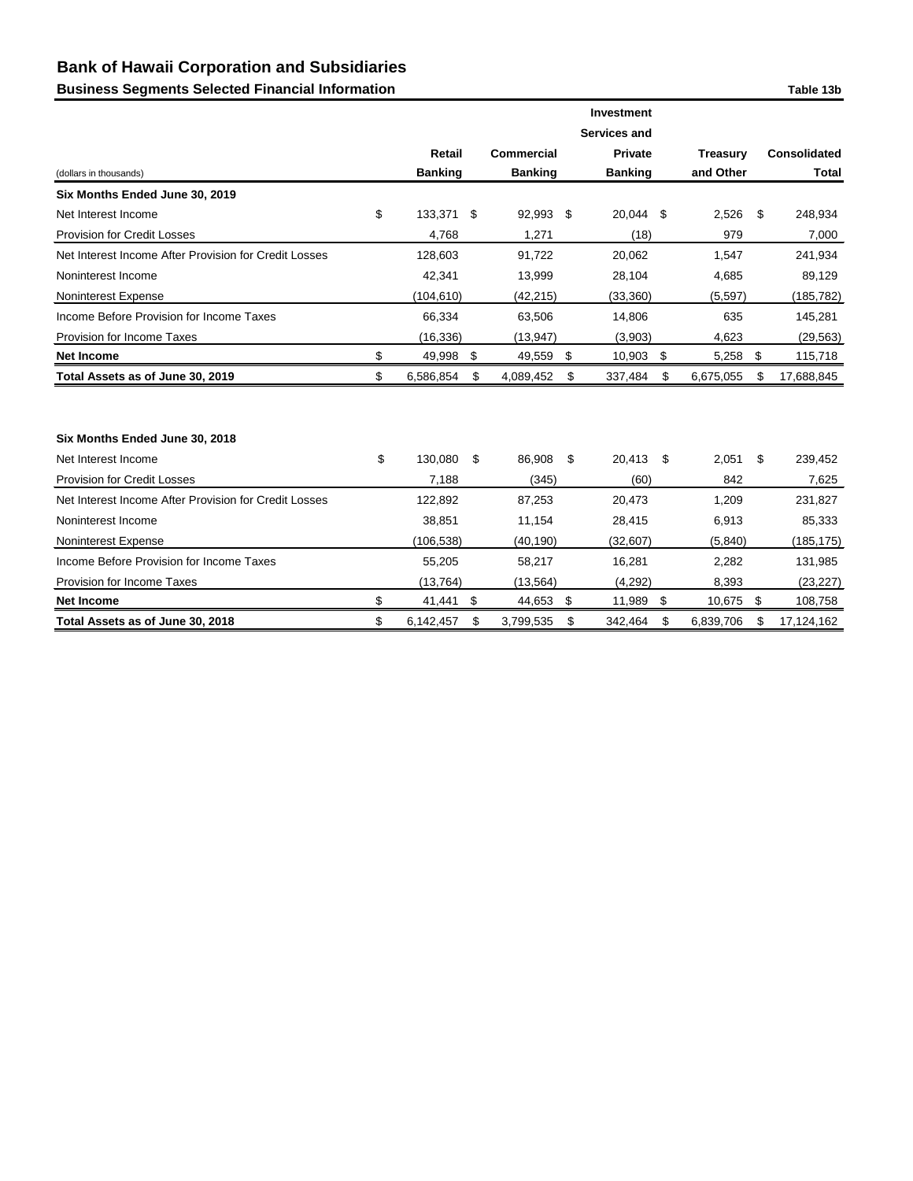# Bank of Hawaii Corporation and Subsidiaries

## Business Segments Selected Financial Information

Table 13b

| (dollars in thousands) | Retail Banking | Commercial Banking | Investment Services and Private Banking | Treasury and Other | Consolidated Total |
|---|---|---|---|---|---|
| **Six Months Ended June 30, 2019** | | | | | |
| Net Interest Income | $ 133,371 | $ 92,993 | $ 20,044 | $ 2,526 | $ 248,934 |
| Provision for Credit Losses | 4,768 | 1,271 | (18) | 979 | 7,000 |
| Net Interest Income After Provision for Credit Losses | 128,603 | 91,722 | 20,062 | 1,547 | 241,934 |
| Noninterest Income | 42,341 | 13,999 | 28,104 | 4,685 | 89,129 |
| Noninterest Expense | (104,610) | (42,215) | (33,360) | (5,597) | (185,782) |
| Income Before Provision for Income Taxes | 66,334 | 63,506 | 14,806 | 635 | 145,281 |
| Provision for Income Taxes | (16,336) | (13,947) | (3,903) | 4,623 | (29,563) |
| **Net Income** | $ 49,998 | $ 49,559 | $ 10,903 | $ 5,258 | $ 115,718 |
| **Total Assets as of June 30, 2019** | $ 6,586,854 | $ 4,089,452 | $ 337,484 | $ 6,675,055 | $ 17,688,845 |
| | | | | | |
| **Six Months Ended June 30, 2018** | | | | | |
| Net Interest Income | $ 130,080 | $ 86,908 | $ 20,413 | $ 2,051 | $ 239,452 |
| Provision for Credit Losses | 7,188 | (345) | (60) | 842 | 7,625 |
| Net Interest Income After Provision for Credit Losses | 122,892 | 87,253 | 20,473 | 1,209 | 231,827 |
| Noninterest Income | 38,851 | 11,154 | 28,415 | 6,913 | 85,333 |
| Noninterest Expense | (106,538) | (40,190) | (32,607) | (5,840) | (185,175) |
| Income Before Provision for Income Taxes | 55,205 | 58,217 | 16,281 | 2,282 | 131,985 |
| Provision for Income Taxes | (13,764) | (13,564) | (4,292) | 8,393 | (23,227) |
| **Net Income** | $ 41,441 | $ 44,653 | $ 11,989 | $ 10,675 | $ 108,758 |
| **Total Assets as of June 30, 2018** | $ 6,142,457 | $ 3,799,535 | $ 342,464 | $ 6,839,706 | $ 17,124,162 |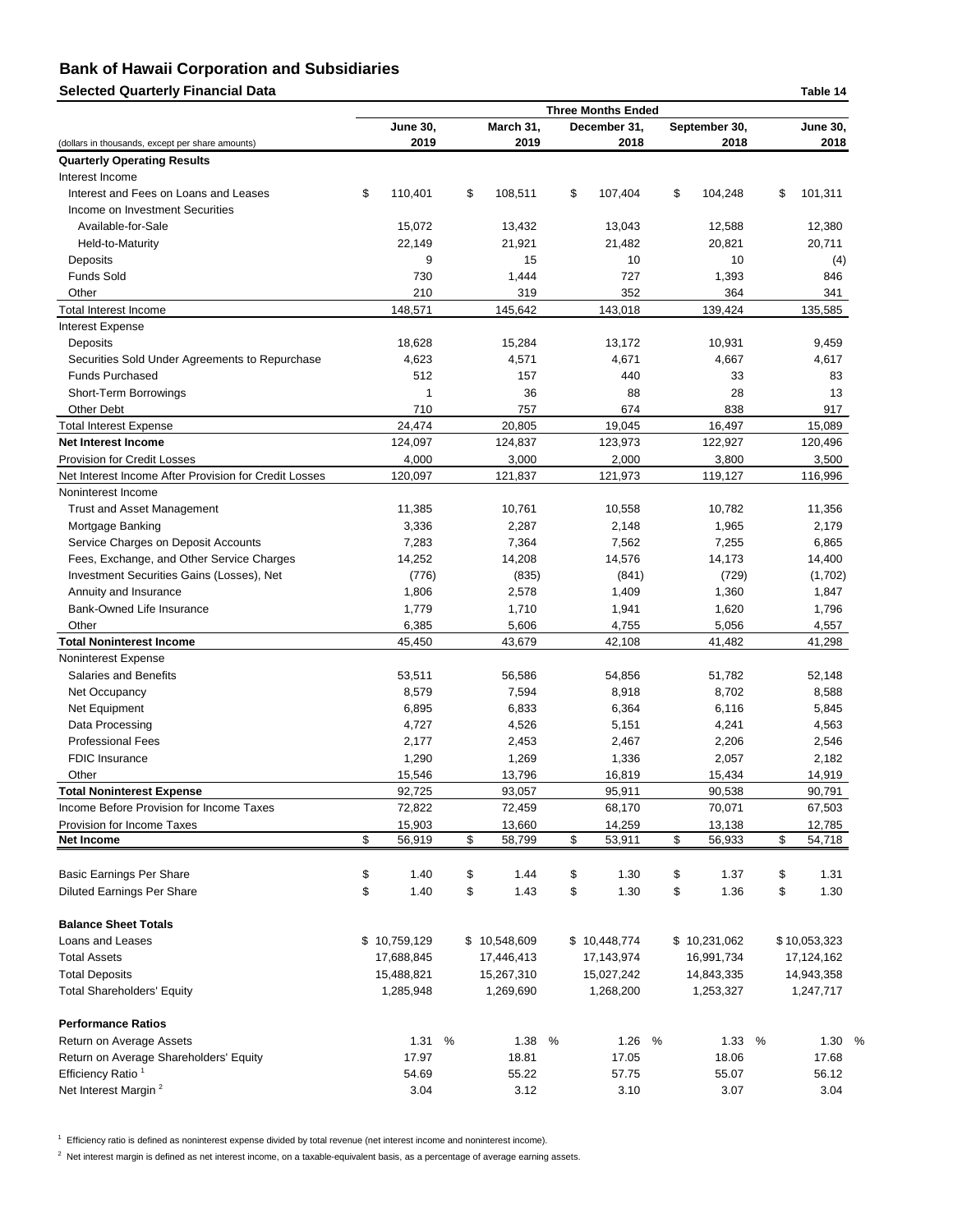# Bank of Hawaii Corporation and Subsidiaries

## Selected Quarterly Financial Data

Table 14

| (dollars in thousands, except per share amounts) | June 30, 2019 | March 31, 2019 | December 31, 2018 | September 30, 2018 | June 30, 2018 |
|---|---|---|---|---|---|
| | Three Months Ended | | | | |
| **Quarterly Operating Results** | | | | | |
| Interest Income | | | | | |
| Interest and Fees on Loans and Leases | $ 110,401 | $ 108,511 | $ 107,404 | $ 104,248 | $ 101,311 |
| Income on Investment Securities | | | | | |
| Available-for-Sale | 15,072 | 13,432 | 13,043 | 12,588 | 12,380 |
| Held-to-Maturity | 22,149 | 21,921 | 21,482 | 20,821 | 20,711 |
| Deposits | 9 | 15 | 10 | 10 | (4) |
| Funds Sold | 730 | 1,444 | 727 | 1,393 | 846 |
| Other | 210 | 319 | 352 | 364 | 341 |
| Total Interest Income | 148,571 | 145,642 | 143,018 | 139,424 | 135,585 |
| Interest Expense | | | | | |
| Deposits | 18,628 | 15,284 | 13,172 | 10,931 | 9,459 |
| Securities Sold Under Agreements to Repurchase | 4,623 | 4,571 | 4,671 | 4,667 | 4,617 |
| Funds Purchased | 512 | 157 | 440 | 33 | 83 |
| Short-Term Borrowings | 1 | 36 | 88 | 28 | 13 |
| Other Debt | 710 | 757 | 674 | 838 | 917 |
| Total Interest Expense | 24,474 | 20,805 | 19,045 | 16,497 | 15,089 |
| **Net Interest Income** | 124,097 | 124,837 | 123,973 | 122,927 | 120,496 |
| Provision for Credit Losses | 4,000 | 3,000 | 2,000 | 3,800 | 3,500 |
| Net Interest Income After Provision for Credit Losses | 120,097 | 121,837 | 121,973 | 119,127 | 116,996 |
| Noninterest Income | | | | | |
| Trust and Asset Management | 11,385 | 10,761 | 10,558 | 10,782 | 11,356 |
| Mortgage Banking | 3,336 | 2,287 | 2,148 | 1,965 | 2,179 |
| Service Charges on Deposit Accounts | 7,283 | 7,364 | 7,562 | 7,255 | 6,865 |
| Fees, Exchange, and Other Service Charges | 14,252 | 14,208 | 14,576 | 14,173 | 14,400 |
| Investment Securities Gains (Losses), Net | (776) | (835) | (841) | (729) | (1,702) |
| Annuity and Insurance | 1,806 | 2,578 | 1,409 | 1,360 | 1,847 |
| Bank-Owned Life Insurance | 1,779 | 1,710 | 1,941 | 1,620 | 1,796 |
| Other | 6,385 | 5,606 | 4,755 | 5,056 | 4,557 |
| **Total Noninterest Income** | 45,450 | 43,679 | 42,108 | 41,482 | 41,298 |
| Noninterest Expense | | | | | |
| Salaries and Benefits | 53,511 | 56,586 | 54,856 | 51,782 | 52,148 |
| Net Occupancy | 8,579 | 7,594 | 8,918 | 8,702 | 8,588 |
| Net Equipment | 6,895 | 6,833 | 6,364 | 6,116 | 5,845 |
| Data Processing | 4,727 | 4,526 | 5,151 | 4,241 | 4,563 |
| Professional Fees | 2,177 | 2,453 | 2,467 | 2,206 | 2,546 |
| FDIC Insurance | 1,290 | 1,269 | 1,336 | 2,057 | 2,182 |
| Other | 15,546 | 13,796 | 16,819 | 15,434 | 14,919 |
| **Total Noninterest Expense** | 92,725 | 93,057 | 95,911 | 90,538 | 90,791 |
| Income Before Provision for Income Taxes | 72,822 | 72,459 | 68,170 | 70,071 | 67,503 |
| Provision for Income Taxes | 15,903 | 13,660 | 14,259 | 13,138 | 12,785 |
| **Net Income** | $ 56,919 | $ 58,799 | $ 53,911 | $ 56,933 | $ 54,718 |
| | | | | | |
| Basic Earnings Per Share | $ 1.40 | $ 1.44 | $ 1.30 | $ 1.37 | $ 1.31 |
| Diluted Earnings Per Share | $ 1.40 | $ 1.43 | $ 1.30 | $ 1.36 | $ 1.30 |
| | | | | | |
| **Balance Sheet Totals** | | | | | |
| Loans and Leases | $ 10,759,129 | $ 10,548,609 | $ 10,448,774 | $ 10,231,062 | $ 10,053,323 |
| Total Assets | 17,688,845 | 17,446,413 | 17,143,974 | 16,991,734 | 17,124,162 |
| Total Deposits | 15,488,821 | 15,267,310 | 15,027,242 | 14,843,335 | 14,943,358 |
| Total Shareholders' Equity | 1,285,948 | 1,269,690 | 1,268,200 | 1,253,327 | 1,247,717 |
| | | | | | |
| **Performance Ratios** | | | | | |
| Return on Average Assets | 1.31 % | 1.38 % | 1.26 % | 1.33 % | 1.30 % |
| Return on Average Shareholders' Equity | 17.97 | 18.81 | 17.05 | 18.06 | 17.68 |
| Efficiency Ratio [1] | 54.69 | 55.22 | 57.75 | 55.07 | 56.12 |
| Net Interest Margin [2] | 3.04 | 3.12 | 3.10 | 3.07 | 3.04 |

[1] Efficiency ratio is defined as noninterest expense divided by total revenue (net interest income and noninterest income).

[2] Net interest margin is defined as net interest income, on a taxable-equivalent basis, as a percentage of average earning assets.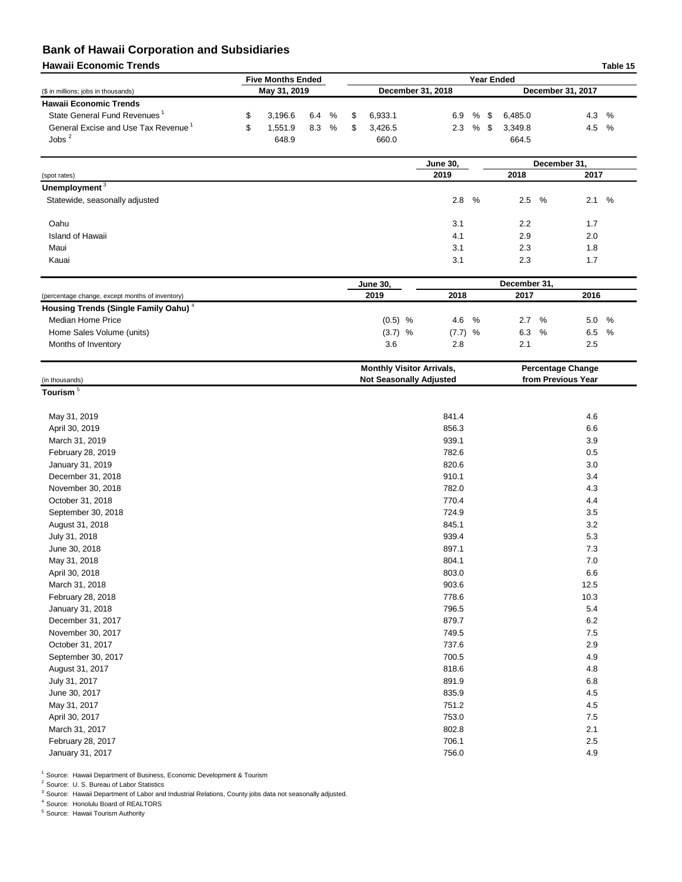# Bank of Hawaii Corporation and Subsidiaries

## Hawaii Economic Trends

Table 15

| ($ in millions; jobs in thousands) | Five Months Ended May 31, 2019 | | Year Ended December 31, 2018 | | Year Ended December 31, 2017 | |
|---|---|---|---|---|---|---|
| **Hawaii Economic Trends** | | | | | | |
| State General Fund Revenues [1] | $ 3,196.6 | 6.4 % | $ 6,933.1 | 6.9 % | $ 6,485.0 | 4.3 % |
| General Excise and Use Tax Revenue [1] | $ 1,551.9 | 8.3 % | $ 3,426.5 | 2.3 % | $ 3,349.8 | 4.5 % |
| Jobs [2] | 648.9 | | 660.0 | | 664.5 | |

| (spot rates) | June 30, 2019 | December 31, 2018 | December 31, 2017 |
|---|---|---|---|
| **Unemployment** [3] | | | |
| Statewide, seasonally adjusted | 2.8 % | 2.5 % | 2.1 % |
| Oahu | 3.1 | 2.2 | 1.7 |
| Island of Hawaii | 4.1 | 2.9 | 2.0 |
| Maui | 3.1 | 2.3 | 1.8 |
| Kauai | 3.1 | 2.3 | 1.7 |

| (percentage change, except months of inventory) | June 30, 2019 | December 31, 2018 | December 31, 2017 | December 31, 2016 |
|---|---|---|---|---|
| **Housing Trends (Single Family Oahu)** [4] | | | | |
| Median Home Price | (0.5) % | 4.6 % | 2.7 % | 5.0 % |
| Home Sales Volume (units) | (3.7) % | (7.7) % | 6.3 % | 6.5 % |
| Months of Inventory | 3.6 | 2.8 | 2.1 | 2.5 |

| (in thousands) | Monthly Visitor Arrivals, Not Seasonally Adjusted | Percentage Change from Previous Year |
|---|---|---|
| **Tourism** [5] | | |
| May 31, 2019 | 841.4 | 4.6 |
| April 30, 2019 | 856.3 | 6.6 |
| March 31, 2019 | 939.1 | 3.9 |
| February 28, 2019 | 782.6 | 0.5 |
| January 31, 2019 | 820.6 | 3.0 |
| December 31, 2018 | 910.1 | 3.4 |
| November 30, 2018 | 782.0 | 4.3 |
| October 31, 2018 | 770.4 | 4.4 |
| September 30, 2018 | 724.9 | 3.5 |
| August 31, 2018 | 845.1 | 3.2 |
| July 31, 2018 | 939.4 | 5.3 |
| June 30, 2018 | 897.1 | 7.3 |
| May 31, 2018 | 804.1 | 7.0 |
| April 30, 2018 | 803.0 | 6.6 |
| March 31, 2018 | 903.6 | 12.5 |
| February 28, 2018 | 778.6 | 10.3 |
| January 31, 2018 | 796.5 | 5.4 |
| December 31, 2017 | 879.7 | 6.2 |
| November 30, 2017 | 749.5 | 7.5 |
| October 31, 2017 | 737.6 | 2.9 |
| September 30, 2017 | 700.5 | 4.9 |
| August 31, 2017 | 818.6 | 4.8 |
| July 31, 2017 | 891.9 | 6.8 |
| June 30, 2017 | 835.9 | 4.5 |
| May 31, 2017 | 751.2 | 4.5 |
| April 30, 2017 | 753.0 | 7.5 |
| March 31, 2017 | 802.8 | 2.1 |
| February 28, 2017 | 706.1 | 2.5 |
| January 31, 2017 | 756.0 | 4.9 |

[1] Source: Hawaii Department of Business, Economic Development & Tourism
[2] Source: U. S. Bureau of Labor Statistics
[3] Source: Hawaii Department of Labor and Industrial Relations, County jobs data not seasonally adjusted.
[4] Source: Honolulu Board of REALTORS
[5] Source: Hawaii Tourism Authority